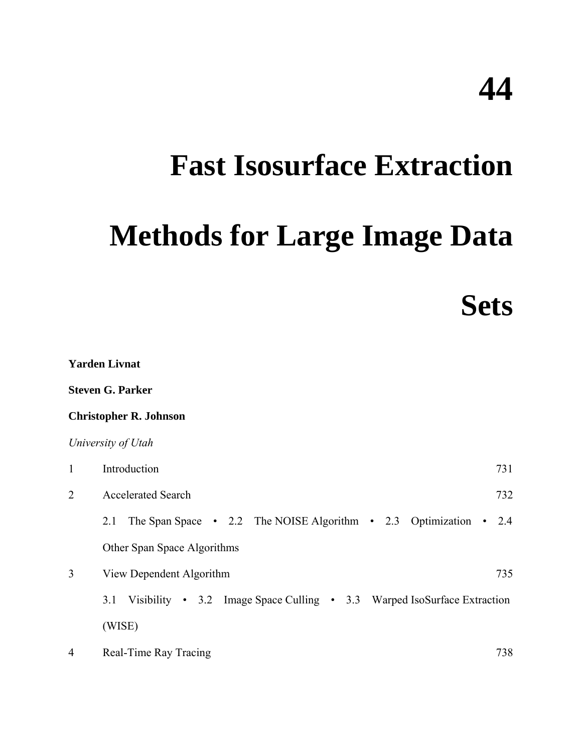# 44

# Fast Isosurface Extraction Methods for Large Image Data Sets

**Yarden Livnat**

**Steven G. Parker**

**Christopher R. Johnson**

*University of Utah*

| | | |
|---|---|---|
| 1 | Introduction | 731 |
| 2 | Accelerated Search | 732 |
| | 2.1 The Span Space • 2.2 The NOISE Algorithm • 2.3 Optimization • 2.4 Other Span Space Algorithms | |
| 3 | View Dependent Algorithm | 735 |
| | 3.1 Visibility • 3.2 Image Space Culling • 3.3 Warped IsoSurface Extraction (WISE) | |
| 4 | Real-Time Ray Tracing | 738 |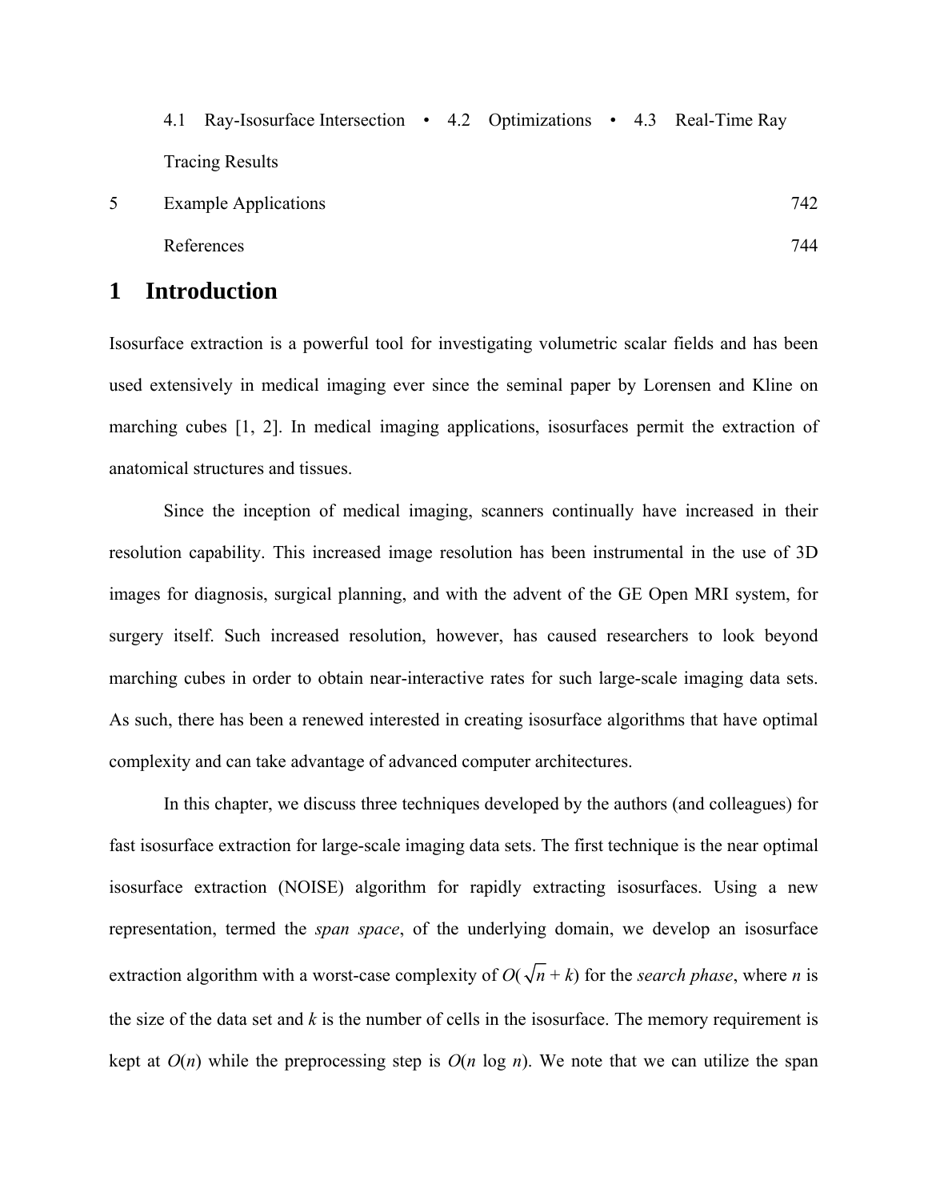4.1 Ray-Isosurface Intersection • 4.2 Optimizations • 4.3 Real-Time Ray Tracing Results

5 Example Applications 742

References 744

# 1 Introduction

Isosurface extraction is a powerful tool for investigating volumetric scalar fields and has been used extensively in medical imaging ever since the seminal paper by Lorensen and Kline on marching cubes [1, 2]. In medical imaging applications, isosurfaces permit the extraction of anatomical structures and tissues.

Since the inception of medical imaging, scanners continually have increased in their resolution capability. This increased image resolution has been instrumental in the use of 3D images for diagnosis, surgical planning, and with the advent of the GE Open MRI system, for surgery itself. Such increased resolution, however, has caused researchers to look beyond marching cubes in order to obtain near-interactive rates for such large-scale imaging data sets. As such, there has been a renewed interested in creating isosurface algorithms that have optimal complexity and can take advantage of advanced computer architectures.

In this chapter, we discuss three techniques developed by the authors (and colleagues) for fast isosurface extraction for large-scale imaging data sets. The first technique is the near optimal isosurface extraction (NOISE) algorithm for rapidly extracting isosurfaces. Using a new representation, termed the *span space*, of the underlying domain, we develop an isosurface extraction algorithm with a worst-case complexity of $O(\sqrt{n} + k)$ for the *search phase*, where $n$ is the size of the data set and $k$ is the number of cells in the isosurface. The memory requirement is kept at $O(n)$ while the preprocessing step is $O(n \log n)$. We note that we can utilize the span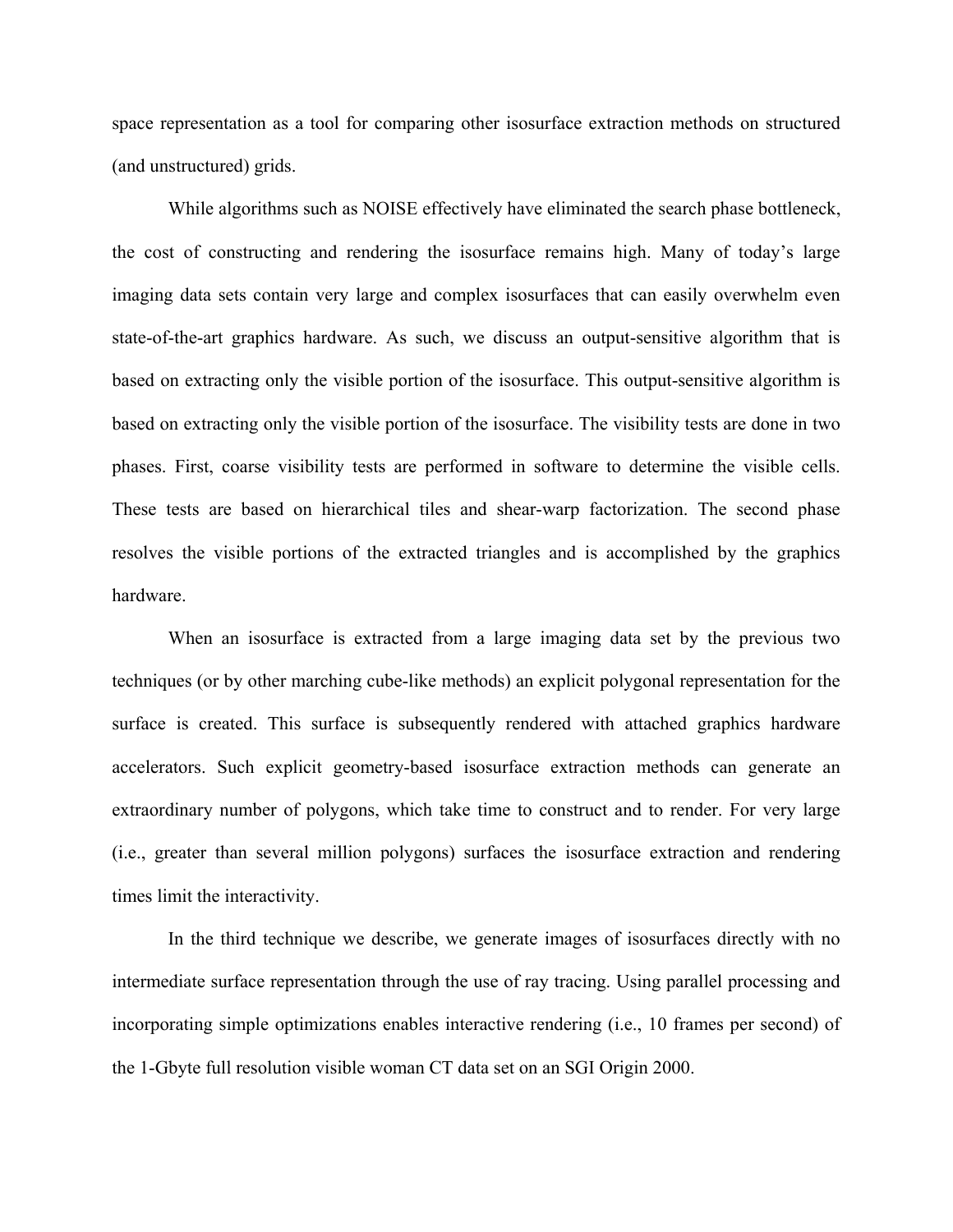space representation as a tool for comparing other isosurface extraction methods on structured (and unstructured) grids.

While algorithms such as NOISE effectively have eliminated the search phase bottleneck, the cost of constructing and rendering the isosurface remains high. Many of today's large imaging data sets contain very large and complex isosurfaces that can easily overwhelm even state-of-the-art graphics hardware. As such, we discuss an output-sensitive algorithm that is based on extracting only the visible portion of the isosurface. This output-sensitive algorithm is based on extracting only the visible portion of the isosurface. The visibility tests are done in two phases. First, coarse visibility tests are performed in software to determine the visible cells. These tests are based on hierarchical tiles and shear-warp factorization. The second phase resolves the visible portions of the extracted triangles and is accomplished by the graphics hardware.

When an isosurface is extracted from a large imaging data set by the previous two techniques (or by other marching cube-like methods) an explicit polygonal representation for the surface is created. This surface is subsequently rendered with attached graphics hardware accelerators. Such explicit geometry-based isosurface extraction methods can generate an extraordinary number of polygons, which take time to construct and to render. For very large (i.e., greater than several million polygons) surfaces the isosurface extraction and rendering times limit the interactivity.

In the third technique we describe, we generate images of isosurfaces directly with no intermediate surface representation through the use of ray tracing. Using parallel processing and incorporating simple optimizations enables interactive rendering (i.e., 10 frames per second) of the 1-Gbyte full resolution visible woman CT data set on an SGI Origin 2000.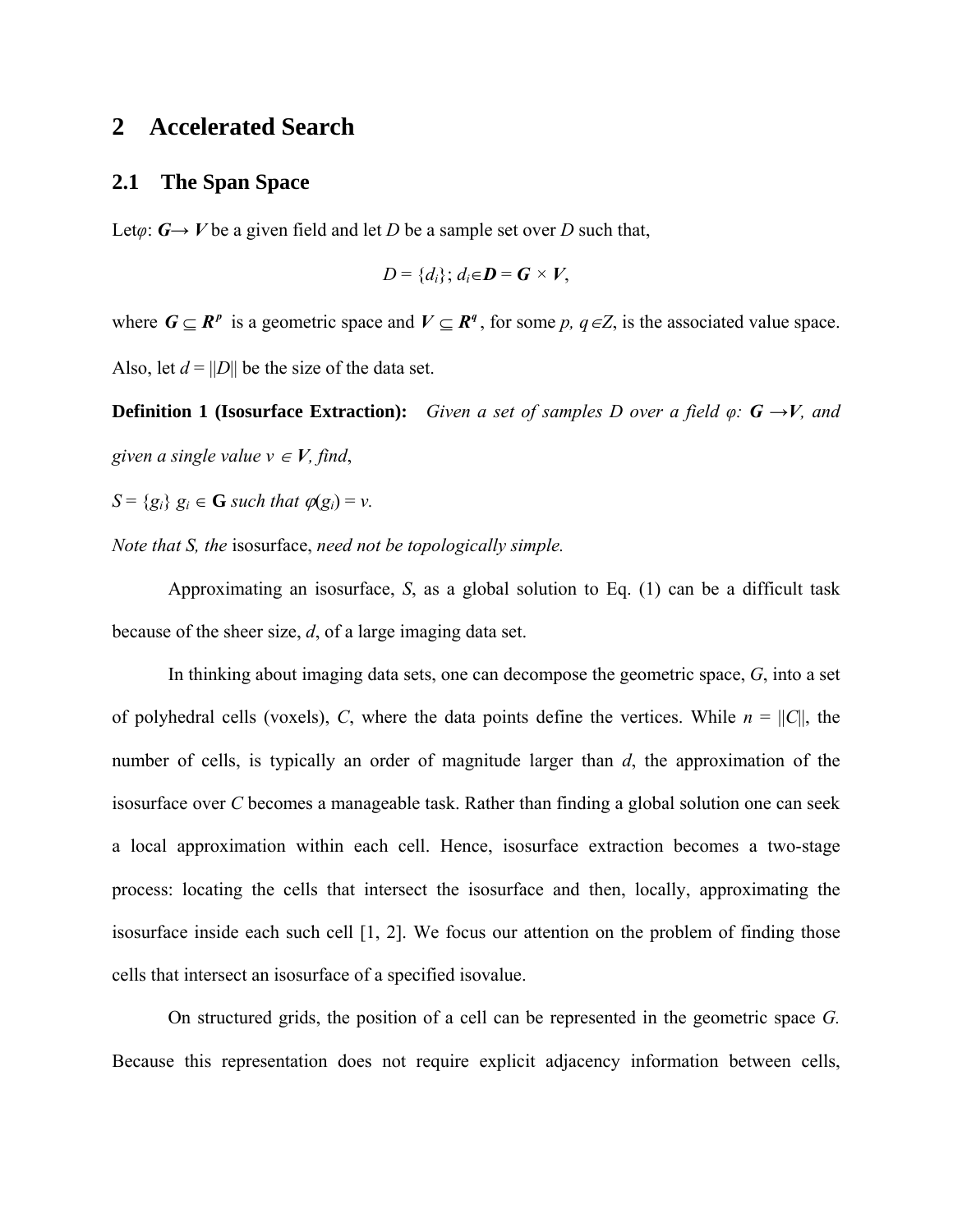## 2 Accelerated Search

### 2.1 The Span Space

Let$\varphi$: $\boldsymbol{G} \rightarrow \boldsymbol{V}$ be a given field and let $D$ be a sample set over $D$ such that,

$$D = \{d_i\};\ d_i \in \boldsymbol{D} = \boldsymbol{G} \times \boldsymbol{V},$$

where $\boldsymbol{G} \subseteq \boldsymbol{R}^p$ is a geometric space and $\boldsymbol{V} \subseteq \boldsymbol{R}^q$, for some $p, q \in Z$, is the associated value space. Also, let $d = \|D\|$ be the size of the data set.

**Definition 1 (Isosurface Extraction):** *Given a set of samples D over a field $\varphi$: $\boldsymbol{G} \rightarrow \boldsymbol{V}$, and given a single value $v \in \boldsymbol{V}$, find,*

*$S = \{g_i\}$ $g_i \in \mathbf{G}$ such that $\varphi(g_i) = v$.*

*Note that S, the* isosurface, *need not be topologically simple.*

Approximating an isosurface, $S$, as a global solution to Eq. (1) can be a difficult task because of the sheer size, $d$, of a large imaging data set.

In thinking about imaging data sets, one can decompose the geometric space, $G$, into a set of polyhedral cells (voxels), $C$, where the data points define the vertices. While $n = \|C\|$, the number of cells, is typically an order of magnitude larger than $d$, the approximation of the isosurface over $C$ becomes a manageable task. Rather than finding a global solution one can seek a local approximation within each cell. Hence, isosurface extraction becomes a two-stage process: locating the cells that intersect the isosurface and then, locally, approximating the isosurface inside each such cell [1, 2]. We focus our attention on the problem of finding those cells that intersect an isosurface of a specified isovalue.

On structured grids, the position of a cell can be represented in the geometric space $G$. Because this representation does not require explicit adjacency information between cells,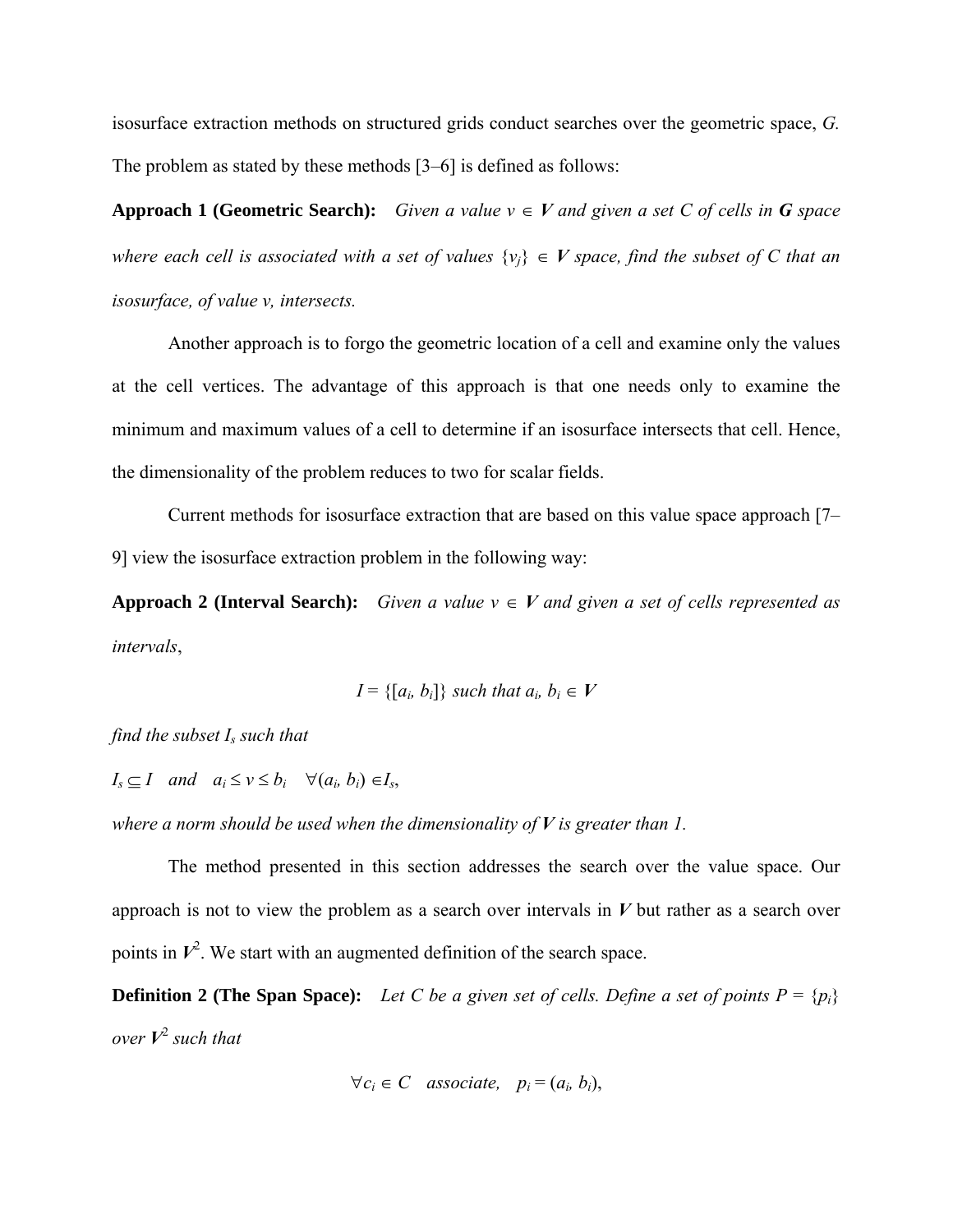isosurface extraction methods on structured grids conduct searches over the geometric space, *G*. The problem as stated by these methods [3–6] is defined as follows:

**Approach 1 (Geometric Search):** *Given a value $v \in \boldsymbol{V}$ and given a set $C$ of cells in $\boldsymbol{G}$ space where each cell is associated with a set of values $\{v_j\} \in \boldsymbol{V}$ space, find the subset of $C$ that an isosurface, of value $v$, intersects.*

Another approach is to forgo the geometric location of a cell and examine only the values at the cell vertices. The advantage of this approach is that one needs only to examine the minimum and maximum values of a cell to determine if an isosurface intersects that cell. Hence, the dimensionality of the problem reduces to two for scalar fields.

Current methods for isosurface extraction that are based on this value space approach [7–9] view the isosurface extraction problem in the following way:

**Approach 2 (Interval Search):** *Given a value $v \in \boldsymbol{V}$ and given a set of cells represented as intervals,*

$$I = \{[a_i, b_i]\} \text{ such that } a_i, b_i \in \boldsymbol{V}$$

*find the subset $I_s$ such that*

$I_s \subseteq I \quad and \quad a_i \le v \le b_i \quad \forall (a_i, b_i) \in I_s,$

*where a norm should be used when the dimensionality of $\boldsymbol{V}$ is greater than 1.*

The method presented in this section addresses the search over the value space. Our approach is not to view the problem as a search over intervals in $\boldsymbol{V}$ but rather as a search over points in $\boldsymbol{V}^2$. We start with an augmented definition of the search space.

**Definition 2 (The Span Space):** *Let $C$ be a given set of cells. Define a set of points $P = \{p_i\}$ over $\boldsymbol{V}^2$ such that*

$$\forall c_i \in C \quad associate, \quad p_i = (a_i, b_i),$$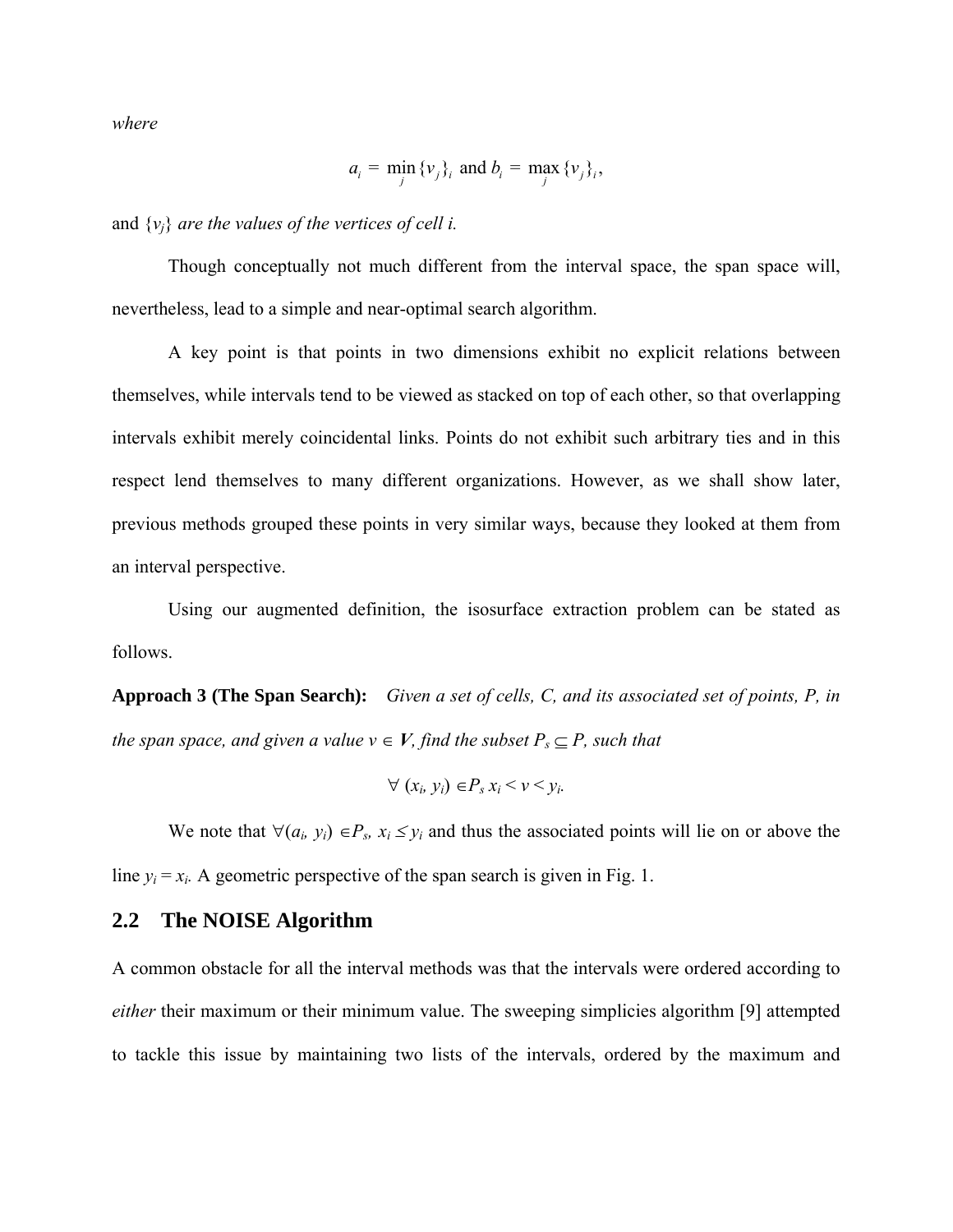*where*

$$a_i = \min_j \{v_j\}_i \text{ and } b_i = \max_j \{v_j\}_i,$$

and $\{v_j\}$ *are the values of the vertices of cell i.*

Though conceptually not much different from the interval space, the span space will, nevertheless, lead to a simple and near-optimal search algorithm.

A key point is that points in two dimensions exhibit no explicit relations between themselves, while intervals tend to be viewed as stacked on top of each other, so that overlapping intervals exhibit merely coincidental links. Points do not exhibit such arbitrary ties and in this respect lend themselves to many different organizations. However, as we shall show later, previous methods grouped these points in very similar ways, because they looked at them from an interval perspective.

Using our augmented definition, the isosurface extraction problem can be stated as follows.

**Approach 3 (The Span Search):** *Given a set of cells, C, and its associated set of points, P, in the span space, and given a value* $v \in \boldsymbol{V}$*, find the subset* $P_s \subseteq P$*, such that*

$$\forall\ (x_i, y_i) \in P_s\ x_i < v < y_i.$$

We note that $\forall (a_i, y_i) \in P_s,\ x_i \leq y_i$ and thus the associated points will lie on or above the line $y_i = x_i$. A geometric perspective of the span search is given in Fig. 1.

## 2.2 The NOISE Algorithm

A common obstacle for all the interval methods was that the intervals were ordered according to *either* their maximum or their minimum value. The sweeping simplicies algorithm [9] attempted to tackle this issue by maintaining two lists of the intervals, ordered by the maximum and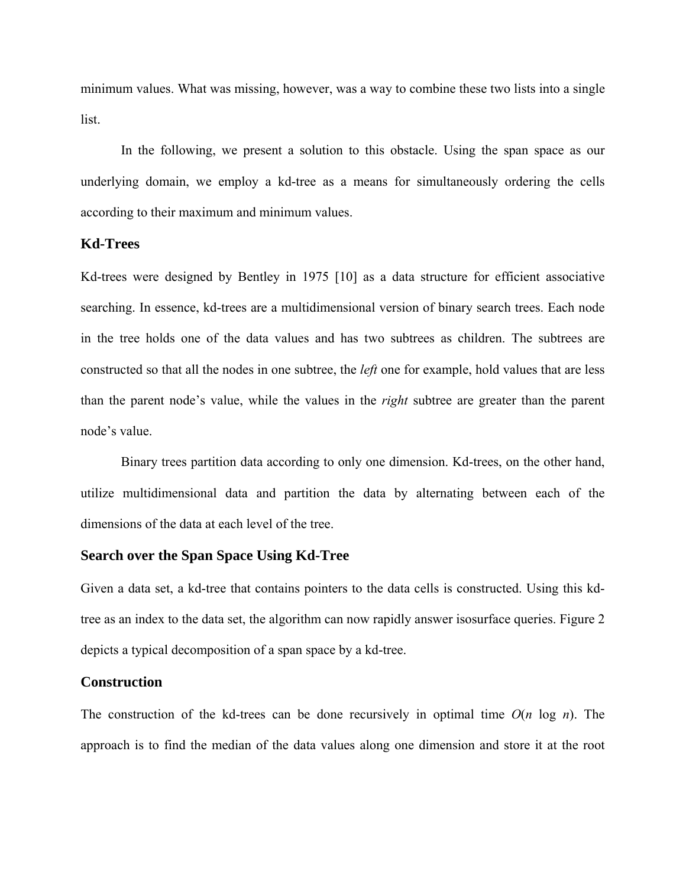minimum values. What was missing, however, was a way to combine these two lists into a single list.

In the following, we present a solution to this obstacle. Using the span space as our underlying domain, we employ a kd-tree as a means for simultaneously ordering the cells according to their maximum and minimum values.

### Kd-Trees

Kd-trees were designed by Bentley in 1975 [10] as a data structure for efficient associative searching. In essence, kd-trees are a multidimensional version of binary search trees. Each node in the tree holds one of the data values and has two subtrees as children. The subtrees are constructed so that all the nodes in one subtree, the *left* one for example, hold values that are less than the parent node's value, while the values in the *right* subtree are greater than the parent node's value.

Binary trees partition data according to only one dimension. Kd-trees, on the other hand, utilize multidimensional data and partition the data by alternating between each of the dimensions of the data at each level of the tree.

### Search over the Span Space Using Kd-Tree

Given a data set, a kd-tree that contains pointers to the data cells is constructed. Using this kd-tree as an index to the data set, the algorithm can now rapidly answer isosurface queries. Figure 2 depicts a typical decomposition of a span space by a kd-tree.

### Construction

The construction of the kd-trees can be done recursively in optimal time $O(n \log n)$. The approach is to find the median of the data values along one dimension and store it at the root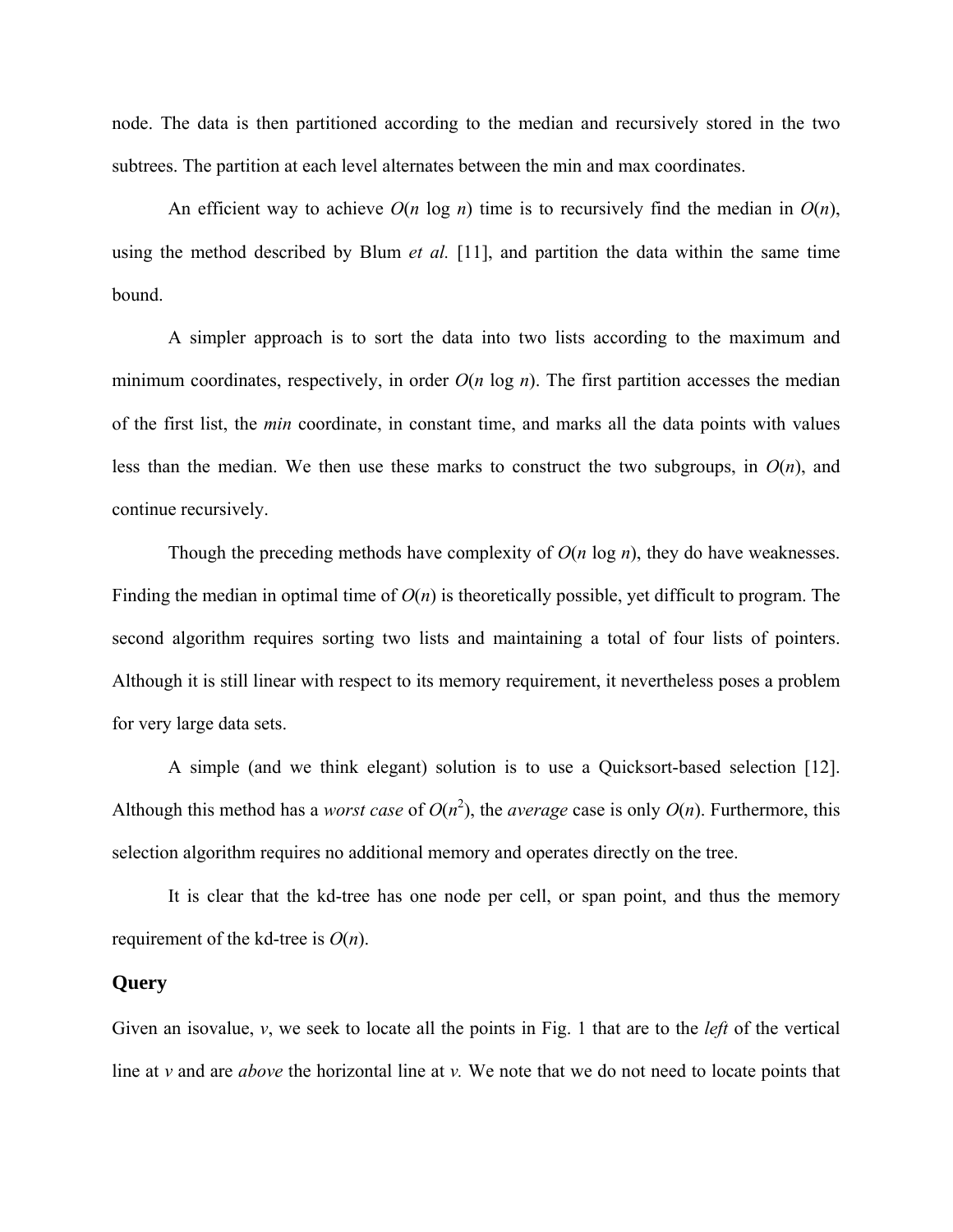node. The data is then partitioned according to the median and recursively stored in the two subtrees. The partition at each level alternates between the min and max coordinates.

An efficient way to achieve $O(n \log n)$ time is to recursively find the median in $O(n)$, using the method described by Blum *et al.* [11], and partition the data within the same time bound.

A simpler approach is to sort the data into two lists according to the maximum and minimum coordinates, respectively, in order $O(n \log n)$. The first partition accesses the median of the first list, the *min* coordinate, in constant time, and marks all the data points with values less than the median. We then use these marks to construct the two subgroups, in $O(n)$, and continue recursively.

Though the preceding methods have complexity of $O(n \log n)$, they do have weaknesses. Finding the median in optimal time of $O(n)$ is theoretically possible, yet difficult to program. The second algorithm requires sorting two lists and maintaining a total of four lists of pointers. Although it is still linear with respect to its memory requirement, it nevertheless poses a problem for very large data sets.

A simple (and we think elegant) solution is to use a Quicksort-based selection [12]. Although this method has a *worst case* of $O(n^2)$, the *average* case is only $O(n)$. Furthermore, this selection algorithm requires no additional memory and operates directly on the tree.

It is clear that the kd-tree has one node per cell, or span point, and thus the memory requirement of the kd-tree is $O(n)$.

### Query

Given an isovalue, $v$, we seek to locate all the points in Fig. 1 that are to the *left* of the vertical line at $v$ and are *above* the horizontal line at $v$. We note that we do not need to locate points that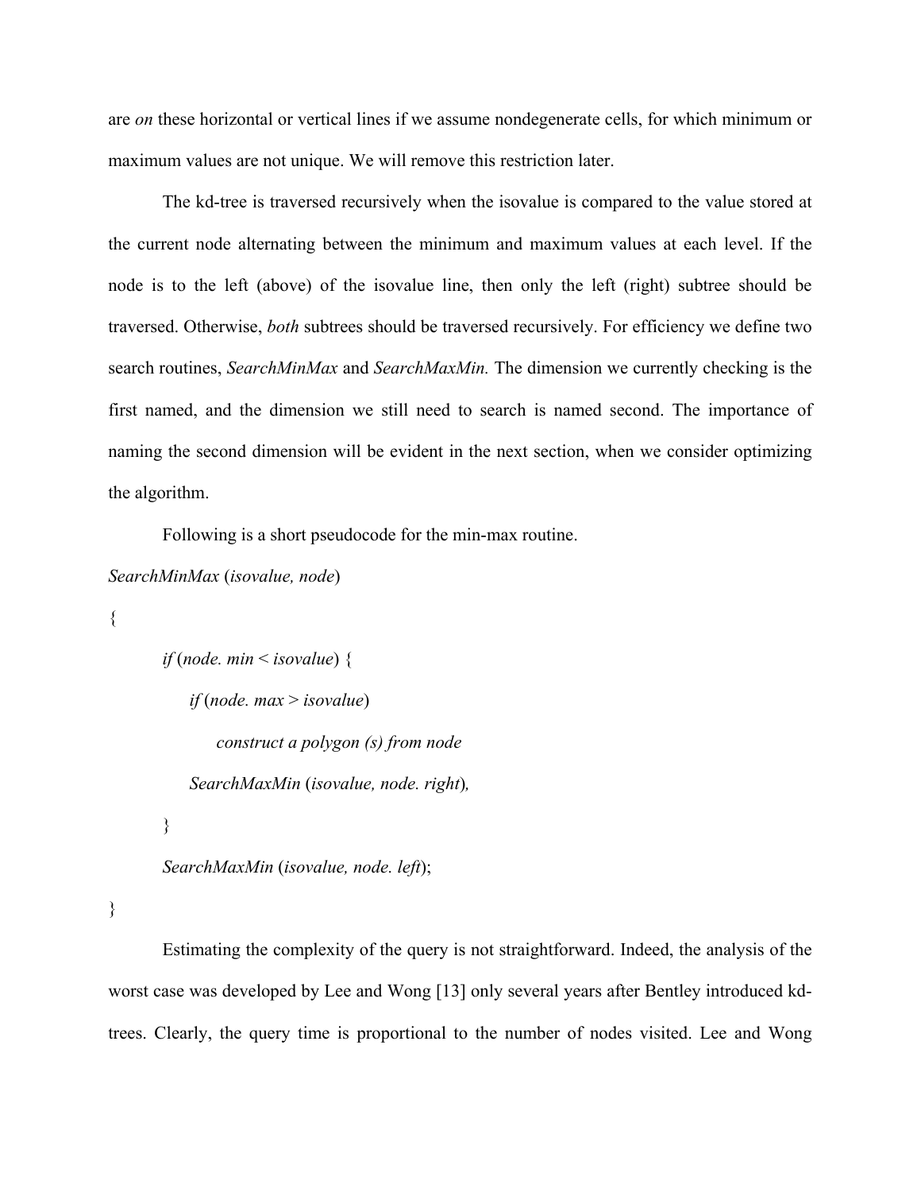are *on* these horizontal or vertical lines if we assume nondegenerate cells, for which minimum or maximum values are not unique. We will remove this restriction later.

The kd-tree is traversed recursively when the isovalue is compared to the value stored at the current node alternating between the minimum and maximum values at each level. If the node is to the left (above) of the isovalue line, then only the left (right) subtree should be traversed. Otherwise, *both* subtrees should be traversed recursively. For efficiency we define two search routines, *SearchMinMax* and *SearchMaxMin.* The dimension we currently checking is the first named, and the dimension we still need to search is named second. The importance of naming the second dimension will be evident in the next section, when we consider optimizing the algorithm.

Following is a short pseudocode for the min-max routine.

```
SearchMinMax (isovalue, node)
{
    if (node. min < isovalue) {
        if (node. max > isovalue)
            construct a polygon (s) from node
        SearchMaxMin (isovalue, node. right),
    }
    SearchMaxMin (isovalue, node. left);
}
```

Estimating the complexity of the query is not straightforward. Indeed, the analysis of the worst case was developed by Lee and Wong [13] only several years after Bentley introduced kd-trees. Clearly, the query time is proportional to the number of nodes visited. Lee and Wong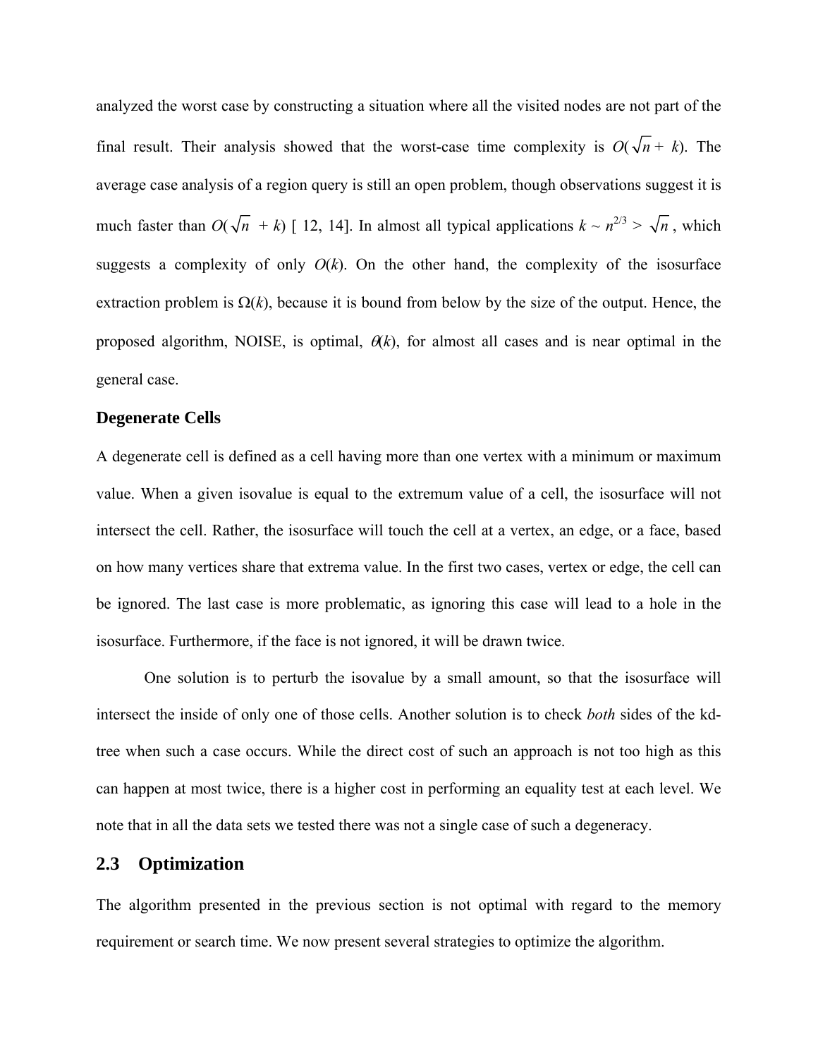analyzed the worst case by constructing a situation where all the visited nodes are not part of the final result. Their analysis showed that the worst-case time complexity is $O(\sqrt{n} + k)$. The average case analysis of a region query is still an open problem, though observations suggest it is much faster than $O(\sqrt{n} + k)$ [ 12, 14]. In almost all typical applications $k \sim n^{2/3} > \sqrt{n}$, which suggests a complexity of only $O(k)$. On the other hand, the complexity of the isosurface extraction problem is $\Omega(k)$, because it is bound from below by the size of the output. Hence, the proposed algorithm, NOISE, is optimal, $\theta(k)$, for almost all cases and is near optimal in the general case.

### Degenerate Cells

A degenerate cell is defined as a cell having more than one vertex with a minimum or maximum value. When a given isovalue is equal to the extremum value of a cell, the isosurface will not intersect the cell. Rather, the isosurface will touch the cell at a vertex, an edge, or a face, based on how many vertices share that extrema value. In the first two cases, vertex or edge, the cell can be ignored. The last case is more problematic, as ignoring this case will lead to a hole in the isosurface. Furthermore, if the face is not ignored, it will be drawn twice.

One solution is to perturb the isovalue by a small amount, so that the isosurface will intersect the inside of only one of those cells. Another solution is to check *both* sides of the kd-tree when such a case occurs. While the direct cost of such an approach is not too high as this can happen at most twice, there is a higher cost in performing an equality test at each level. We note that in all the data sets we tested there was not a single case of such a degeneracy.

## 2.3 Optimization

The algorithm presented in the previous section is not optimal with regard to the memory requirement or search time. We now present several strategies to optimize the algorithm.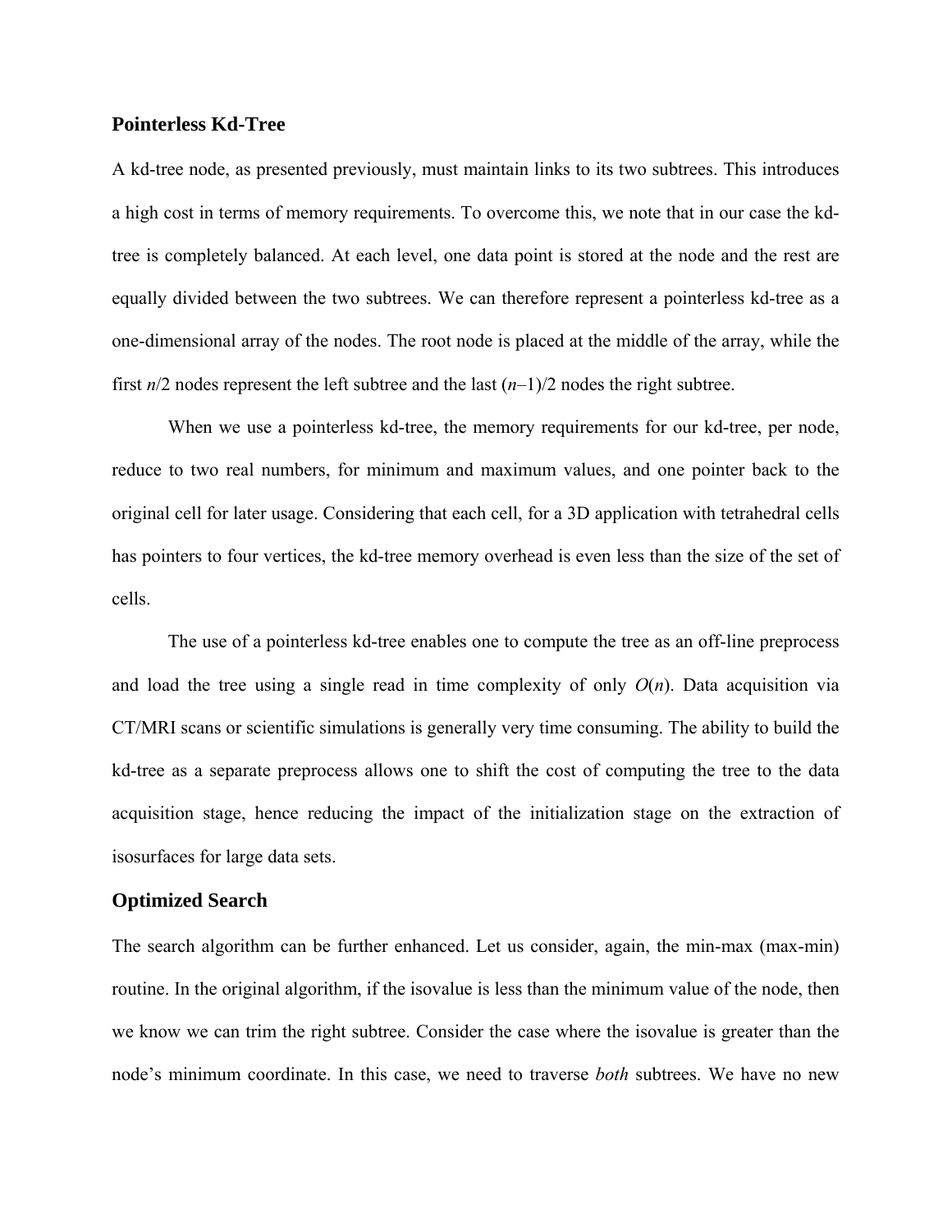## Pointerless Kd-Tree

A kd-tree node, as presented previously, must maintain links to its two subtrees. This introduces a high cost in terms of memory requirements. To overcome this, we note that in our case the kd-tree is completely balanced. At each level, one data point is stored at the node and the rest are equally divided between the two subtrees. We can therefore represent a pointerless kd-tree as a one-dimensional array of the nodes. The root node is placed at the middle of the array, while the first $n/2$ nodes represent the left subtree and the last $(n–1)/2$ nodes the right subtree.

When we use a pointerless kd-tree, the memory requirements for our kd-tree, per node, reduce to two real numbers, for minimum and maximum values, and one pointer back to the original cell for later usage. Considering that each cell, for a 3D application with tetrahedral cells has pointers to four vertices, the kd-tree memory overhead is even less than the size of the set of cells.

The use of a pointerless kd-tree enables one to compute the tree as an off-line preprocess and load the tree using a single read in time complexity of only $O(n)$. Data acquisition via CT/MRI scans or scientific simulations is generally very time consuming. The ability to build the kd-tree as a separate preprocess allows one to shift the cost of computing the tree to the data acquisition stage, hence reducing the impact of the initialization stage on the extraction of isosurfaces for large data sets.

## Optimized Search

The search algorithm can be further enhanced. Let us consider, again, the min-max (max-min) routine. In the original algorithm, if the isovalue is less than the minimum value of the node, then we know we can trim the right subtree. Consider the case where the isovalue is greater than the node's minimum coordinate. In this case, we need to traverse *both* subtrees. We have no new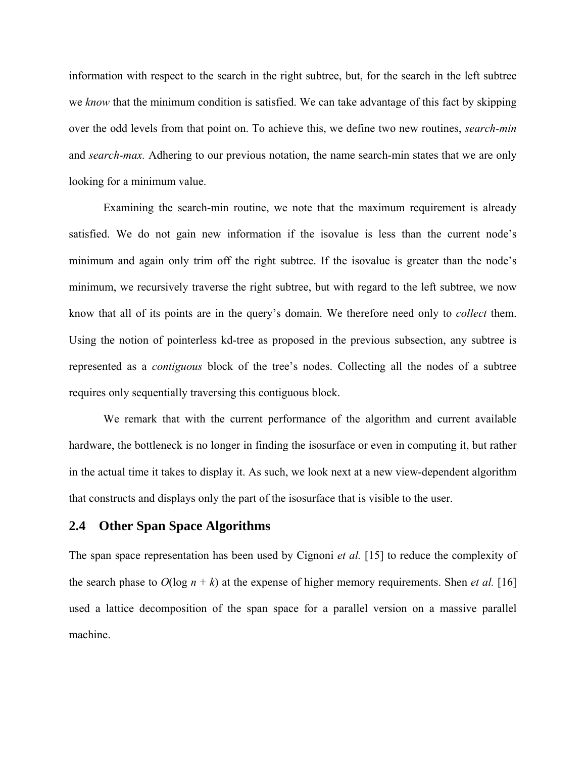information with respect to the search in the right subtree, but, for the search in the left subtree we *know* that the minimum condition is satisfied. We can take advantage of this fact by skipping over the odd levels from that point on. To achieve this, we define two new routines, *search-min* and *search-max.* Adhering to our previous notation, the name search-min states that we are only looking for a minimum value.

Examining the search-min routine, we note that the maximum requirement is already satisfied. We do not gain new information if the isovalue is less than the current node's minimum and again only trim off the right subtree. If the isovalue is greater than the node's minimum, we recursively traverse the right subtree, but with regard to the left subtree, we now know that all of its points are in the query's domain. We therefore need only to *collect* them. Using the notion of pointerless kd-tree as proposed in the previous subsection, any subtree is represented as a *contiguous* block of the tree's nodes. Collecting all the nodes of a subtree requires only sequentially traversing this contiguous block.

We remark that with the current performance of the algorithm and current available hardware, the bottleneck is no longer in finding the isosurface or even in computing it, but rather in the actual time it takes to display it. As such, we look next at a new view-dependent algorithm that constructs and displays only the part of the isosurface that is visible to the user.

## 2.4 Other Span Space Algorithms

The span space representation has been used by Cignoni *et al.* [15] to reduce the complexity of the search phase to $O(\log n + k)$ at the expense of higher memory requirements. Shen *et al.* [16] used a lattice decomposition of the span space for a parallel version on a massive parallel machine.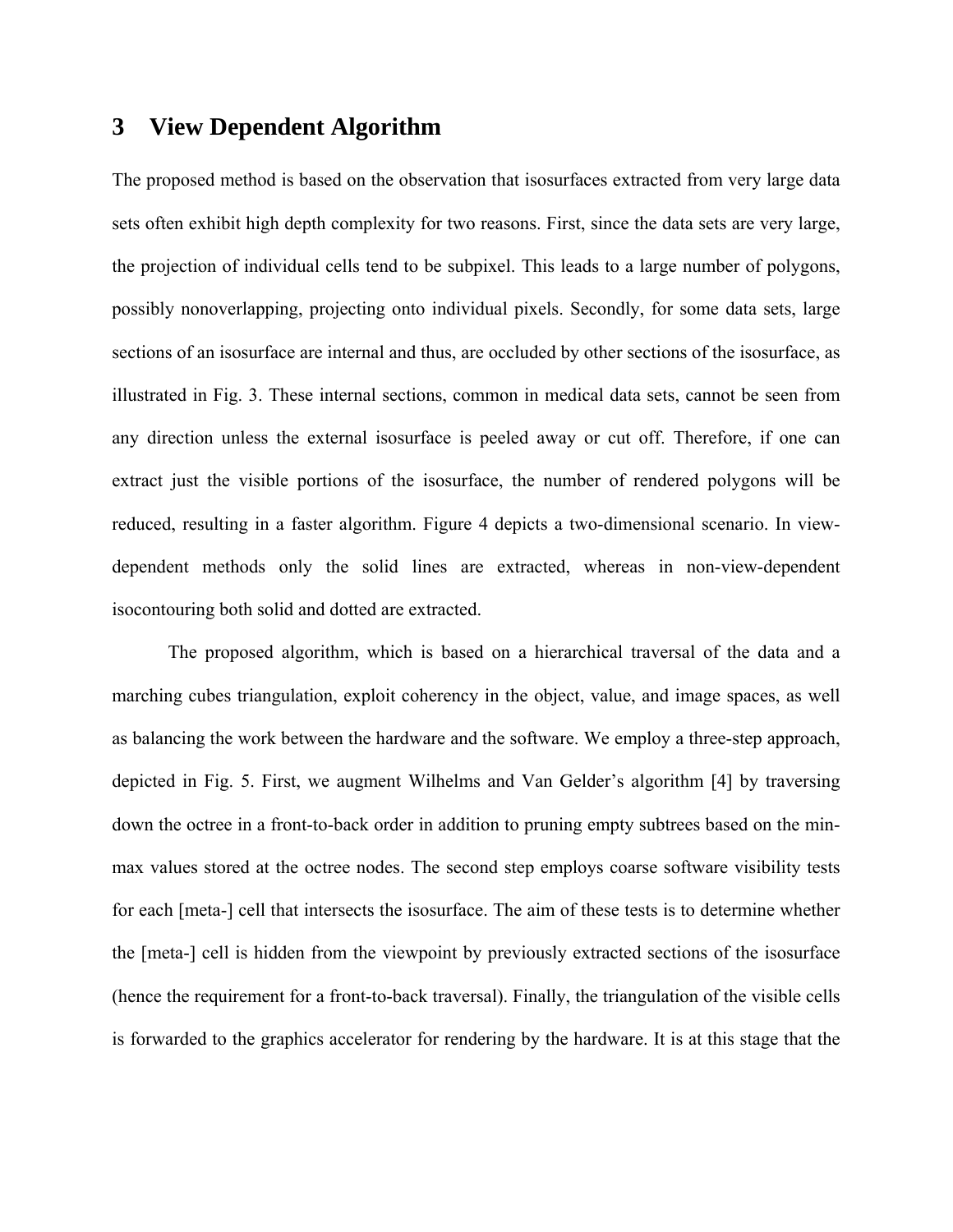# 3 View Dependent Algorithm

The proposed method is based on the observation that isosurfaces extracted from very large data sets often exhibit high depth complexity for two reasons. First, since the data sets are very large, the projection of individual cells tend to be subpixel. This leads to a large number of polygons, possibly nonoverlapping, projecting onto individual pixels. Secondly, for some data sets, large sections of an isosurface are internal and thus, are occluded by other sections of the isosurface, as illustrated in Fig. 3. These internal sections, common in medical data sets, cannot be seen from any direction unless the external isosurface is peeled away or cut off. Therefore, if one can extract just the visible portions of the isosurface, the number of rendered polygons will be reduced, resulting in a faster algorithm. Figure 4 depicts a two-dimensional scenario. In view-dependent methods only the solid lines are extracted, whereas in non-view-dependent isocontouring both solid and dotted are extracted.

The proposed algorithm, which is based on a hierarchical traversal of the data and a marching cubes triangulation, exploit coherency in the object, value, and image spaces, as well as balancing the work between the hardware and the software. We employ a three-step approach, depicted in Fig. 5. First, we augment Wilhelms and Van Gelder's algorithm [4] by traversing down the octree in a front-to-back order in addition to pruning empty subtrees based on the min-max values stored at the octree nodes. The second step employs coarse software visibility tests for each [meta-] cell that intersects the isosurface. The aim of these tests is to determine whether the [meta-] cell is hidden from the viewpoint by previously extracted sections of the isosurface (hence the requirement for a front-to-back traversal). Finally, the triangulation of the visible cells is forwarded to the graphics accelerator for rendering by the hardware. It is at this stage that the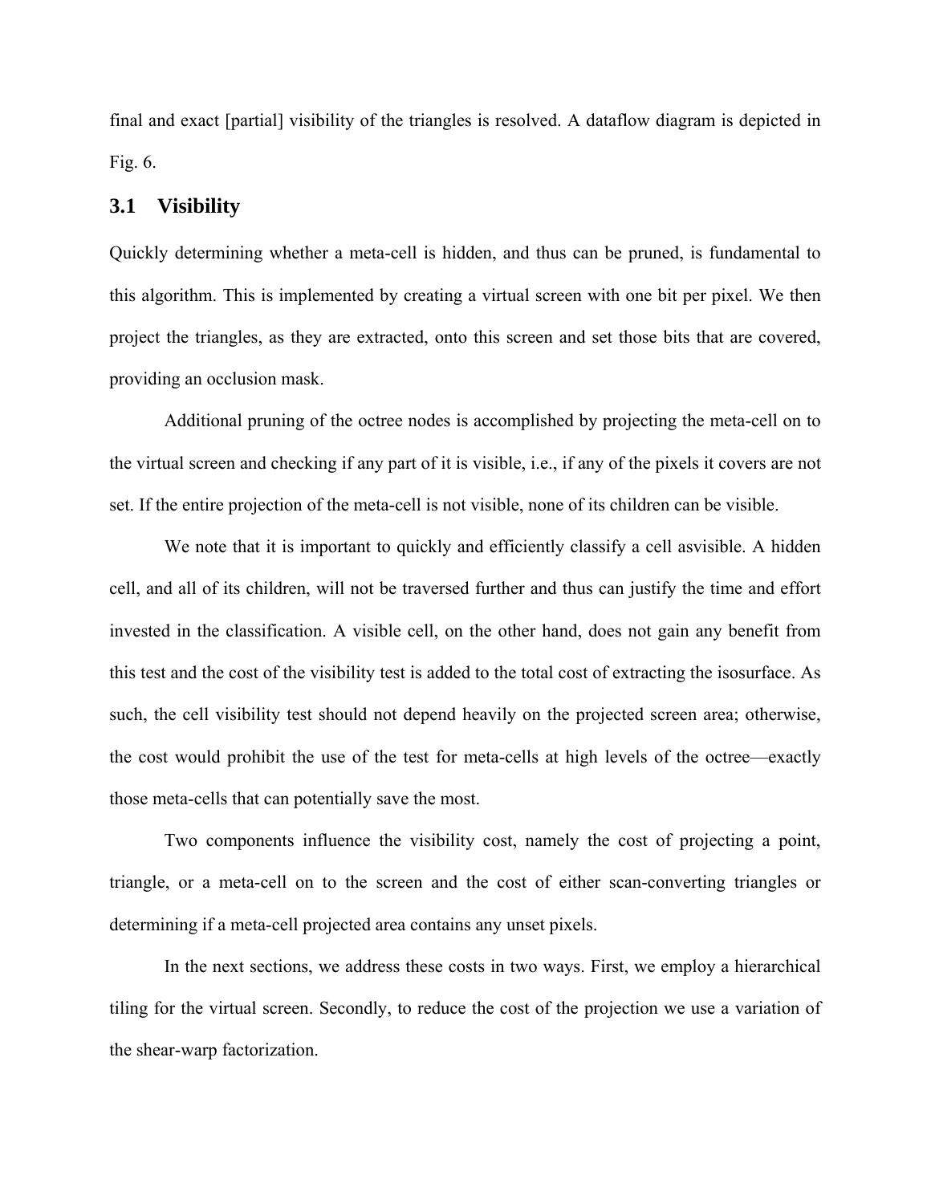final and exact [partial] visibility of the triangles is resolved. A dataflow diagram is depicted in Fig. 6.

## 3.1 Visibility

Quickly determining whether a meta-cell is hidden, and thus can be pruned, is fundamental to this algorithm. This is implemented by creating a virtual screen with one bit per pixel. We then project the triangles, as they are extracted, onto this screen and set those bits that are covered, providing an occlusion mask.

Additional pruning of the octree nodes is accomplished by projecting the meta-cell on to the virtual screen and checking if any part of it is visible, i.e., if any of the pixels it covers are not set. If the entire projection of the meta-cell is not visible, none of its children can be visible.

We note that it is important to quickly and efficiently classify a cell asvisible. A hidden cell, and all of its children, will not be traversed further and thus can justify the time and effort invested in the classification. A visible cell, on the other hand, does not gain any benefit from this test and the cost of the visibility test is added to the total cost of extracting the isosurface. As such, the cell visibility test should not depend heavily on the projected screen area; otherwise, the cost would prohibit the use of the test for meta-cells at high levels of the octree—exactly those meta-cells that can potentially save the most.

Two components influence the visibility cost, namely the cost of projecting a point, triangle, or a meta-cell on to the screen and the cost of either scan-converting triangles or determining if a meta-cell projected area contains any unset pixels.

In the next sections, we address these costs in two ways. First, we employ a hierarchical tiling for the virtual screen. Secondly, to reduce the cost of the projection we use a variation of the shear-warp factorization.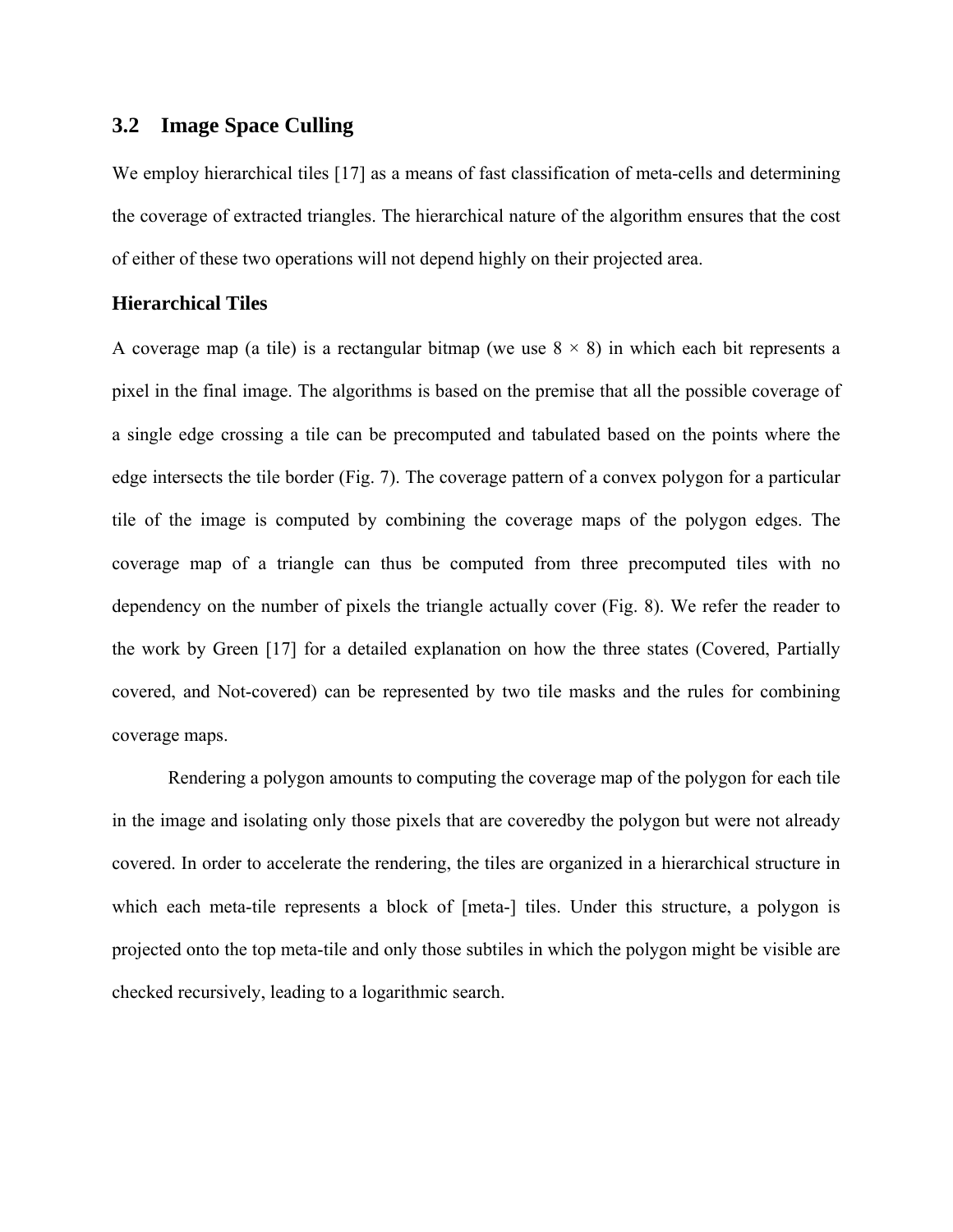## 3.2 Image Space Culling

We employ hierarchical tiles [17] as a means of fast classification of meta-cells and determining the coverage of extracted triangles. The hierarchical nature of the algorithm ensures that the cost of either of these two operations will not depend highly on their projected area.

### Hierarchical Tiles

A coverage map (a tile) is a rectangular bitmap (we use $8 \times 8$) in which each bit represents a pixel in the final image. The algorithms is based on the premise that all the possible coverage of a single edge crossing a tile can be precomputed and tabulated based on the points where the edge intersects the tile border (Fig. 7). The coverage pattern of a convex polygon for a particular tile of the image is computed by combining the coverage maps of the polygon edges. The coverage map of a triangle can thus be computed from three precomputed tiles with no dependency on the number of pixels the triangle actually cover (Fig. 8). We refer the reader to the work by Green [17] for a detailed explanation on how the three states (Covered, Partially covered, and Not-covered) can be represented by two tile masks and the rules for combining coverage maps.

Rendering a polygon amounts to computing the coverage map of the polygon for each tile in the image and isolating only those pixels that are coveredby the polygon but were not already covered. In order to accelerate the rendering, the tiles are organized in a hierarchical structure in which each meta-tile represents a block of [meta-] tiles. Under this structure, a polygon is projected onto the top meta-tile and only those subtiles in which the polygon might be visible are checked recursively, leading to a logarithmic search.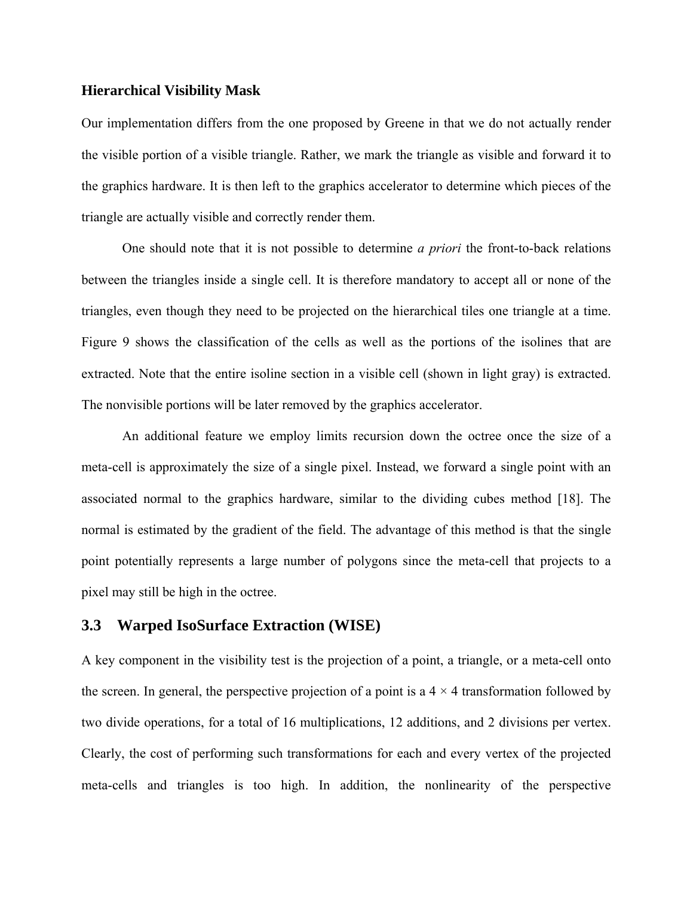### Hierarchical Visibility Mask

Our implementation differs from the one proposed by Greene in that we do not actually render the visible portion of a visible triangle. Rather, we mark the triangle as visible and forward it to the graphics hardware. It is then left to the graphics accelerator to determine which pieces of the triangle are actually visible and correctly render them.

One should note that it is not possible to determine *a priori* the front-to-back relations between the triangles inside a single cell. It is therefore mandatory to accept all or none of the triangles, even though they need to be projected on the hierarchical tiles one triangle at a time. Figure 9 shows the classification of the cells as well as the portions of the isolines that are extracted. Note that the entire isoline section in a visible cell (shown in light gray) is extracted. The nonvisible portions will be later removed by the graphics accelerator.

An additional feature we employ limits recursion down the octree once the size of a meta-cell is approximately the size of a single pixel. Instead, we forward a single point with an associated normal to the graphics hardware, similar to the dividing cubes method [18]. The normal is estimated by the gradient of the field. The advantage of this method is that the single point potentially represents a large number of polygons since the meta-cell that projects to a pixel may still be high in the octree.

## 3.3 Warped IsoSurface Extraction (WISE)

A key component in the visibility test is the projection of a point, a triangle, or a meta-cell onto the screen. In general, the perspective projection of a point is a $4 \times 4$ transformation followed by two divide operations, for a total of 16 multiplications, 12 additions, and 2 divisions per vertex. Clearly, the cost of performing such transformations for each and every vertex of the projected meta-cells and triangles is too high. In addition, the nonlinearity of the perspective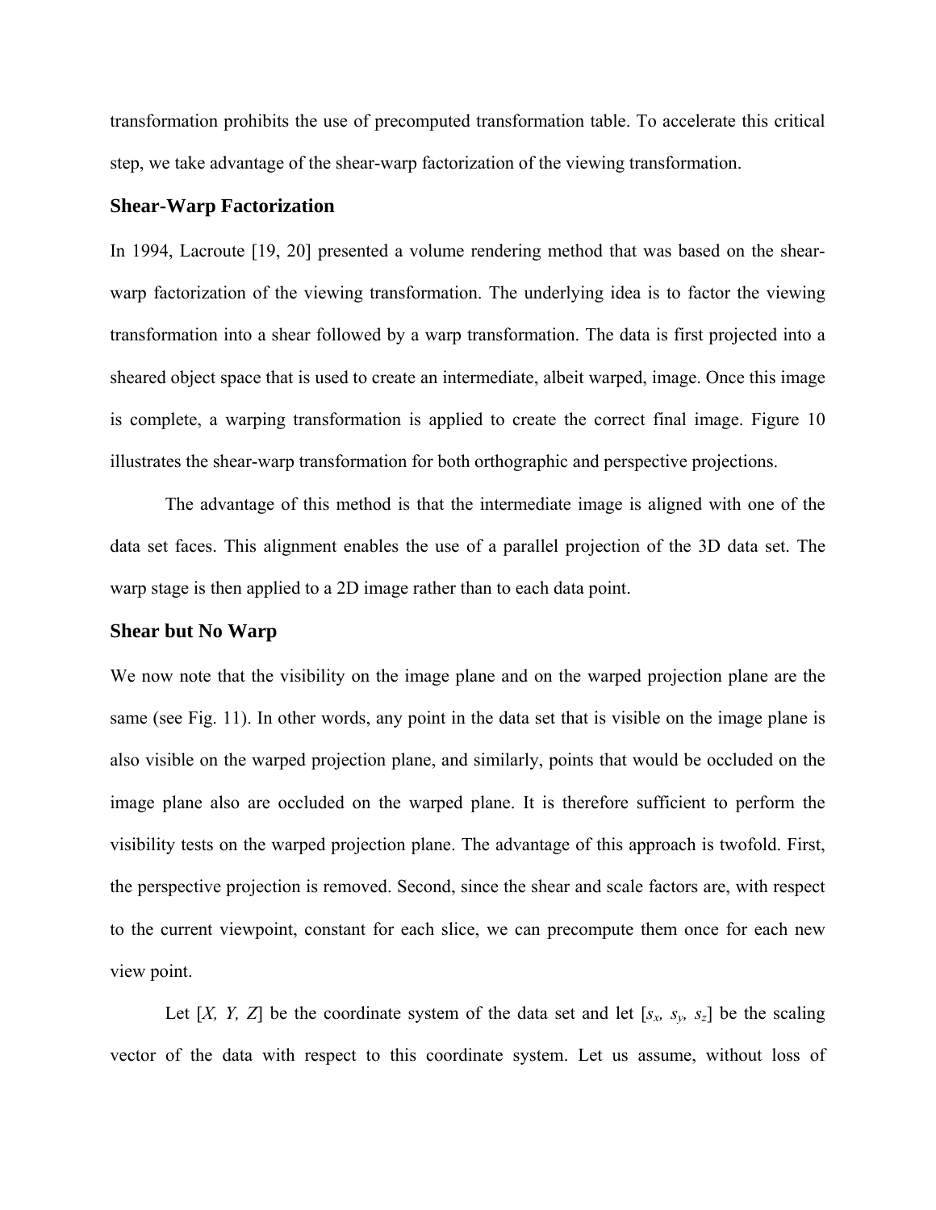transformation prohibits the use of precomputed transformation table. To accelerate this critical step, we take advantage of the shear-warp factorization of the viewing transformation.

### Shear-Warp Factorization

In 1994, Lacroute [19, 20] presented a volume rendering method that was based on the shear-warp factorization of the viewing transformation. The underlying idea is to factor the viewing transformation into a shear followed by a warp transformation. The data is first projected into a sheared object space that is used to create an intermediate, albeit warped, image. Once this image is complete, a warping transformation is applied to create the correct final image. Figure 10 illustrates the shear-warp transformation for both orthographic and perspective projections.

The advantage of this method is that the intermediate image is aligned with one of the data set faces. This alignment enables the use of a parallel projection of the 3D data set. The warp stage is then applied to a 2D image rather than to each data point.

### Shear but No Warp

We now note that the visibility on the image plane and on the warped projection plane are the same (see Fig. 11). In other words, any point in the data set that is visible on the image plane is also visible on the warped projection plane, and similarly, points that would be occluded on the image plane also are occluded on the warped plane. It is therefore sufficient to perform the visibility tests on the warped projection plane. The advantage of this approach is twofold. First, the perspective projection is removed. Second, since the shear and scale factors are, with respect to the current viewpoint, constant for each slice, we can precompute them once for each new view point.

Let $[X, Y, Z]$ be the coordinate system of the data set and let $[s_x, s_y, s_z]$ be the scaling vector of the data with respect to this coordinate system. Let us assume, without loss of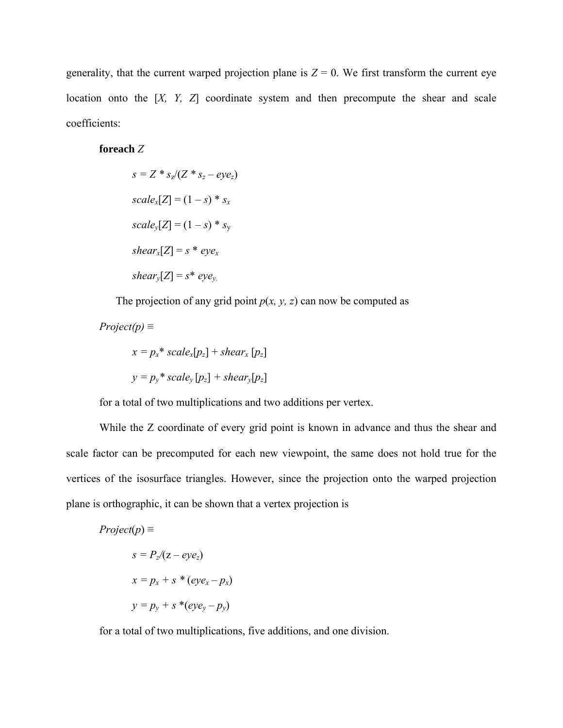generality, that the current warped projection plane is $Z = 0$. We first transform the current eye location onto the $[X, Y, Z]$ coordinate system and then precompute the shear and scale coefficients:

**foreach** $Z$

$$s = Z * s_z/(Z * s_z - eye_z)$$

$$scale_x[Z] = (1 - s) * s_x$$

$$scale_y[Z] = (1 - s) * s_y$$

$$shear_x[Z] = s * eye_x$$

$$shear_y[Z] = s * eye_y.$$

The projection of any grid point $p(x, y, z)$ can now be computed as

$Project(p) \equiv$

$$x = p_x * scale_x[p_z] + shear_x[p_z]$$

$$y = p_y * scale_y[p_z] + shear_y[p_z]$$

for a total of two multiplications and two additions per vertex.

While the Z coordinate of every grid point is known in advance and thus the shear and scale factor can be precomputed for each new viewpoint, the same does not hold true for the vertices of the isosurface triangles. However, since the projection onto the warped projection plane is orthographic, it can be shown that a vertex projection is

$Project(p) \equiv$

$$s = P_z/(z - eye_z)$$

$$x = p_x + s * (eye_x - p_x)$$

$$y = p_y + s * (eye_y - p_y)$$

for a total of two multiplications, five additions, and one division.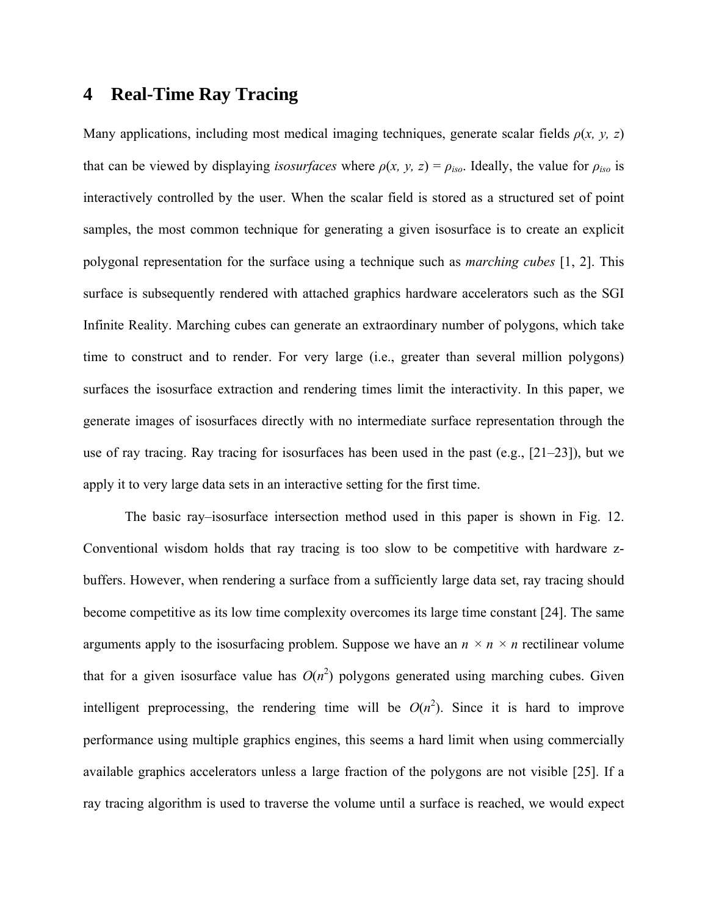## 4 Real-Time Ray Tracing

Many applications, including most medical imaging techniques, generate scalar fields $\rho(x, y, z)$ that can be viewed by displaying *isosurfaces* where $\rho(x, y, z) = \rho_{iso}$. Ideally, the value for $\rho_{iso}$ is interactively controlled by the user. When the scalar field is stored as a structured set of point samples, the most common technique for generating a given isosurface is to create an explicit polygonal representation for the surface using a technique such as *marching cubes* [1, 2]. This surface is subsequently rendered with attached graphics hardware accelerators such as the SGI Infinite Reality. Marching cubes can generate an extraordinary number of polygons, which take time to construct and to render. For very large (i.e., greater than several million polygons) surfaces the isosurface extraction and rendering times limit the interactivity. In this paper, we generate images of isosurfaces directly with no intermediate surface representation through the use of ray tracing. Ray tracing for isosurfaces has been used in the past (e.g., [21–23]), but we apply it to very large data sets in an interactive setting for the first time.

The basic ray–isosurface intersection method used in this paper is shown in Fig. 12. Conventional wisdom holds that ray tracing is too slow to be competitive with hardware z-buffers. However, when rendering a surface from a sufficiently large data set, ray tracing should become competitive as its low time complexity overcomes its large time constant [24]. The same arguments apply to the isosurfacing problem. Suppose we have an $n \times n \times n$ rectilinear volume that for a given isosurface value has $O(n^2)$ polygons generated using marching cubes. Given intelligent preprocessing, the rendering time will be $O(n^2)$. Since it is hard to improve performance using multiple graphics engines, this seems a hard limit when using commercially available graphics accelerators unless a large fraction of the polygons are not visible [25]. If a ray tracing algorithm is used to traverse the volume until a surface is reached, we would expect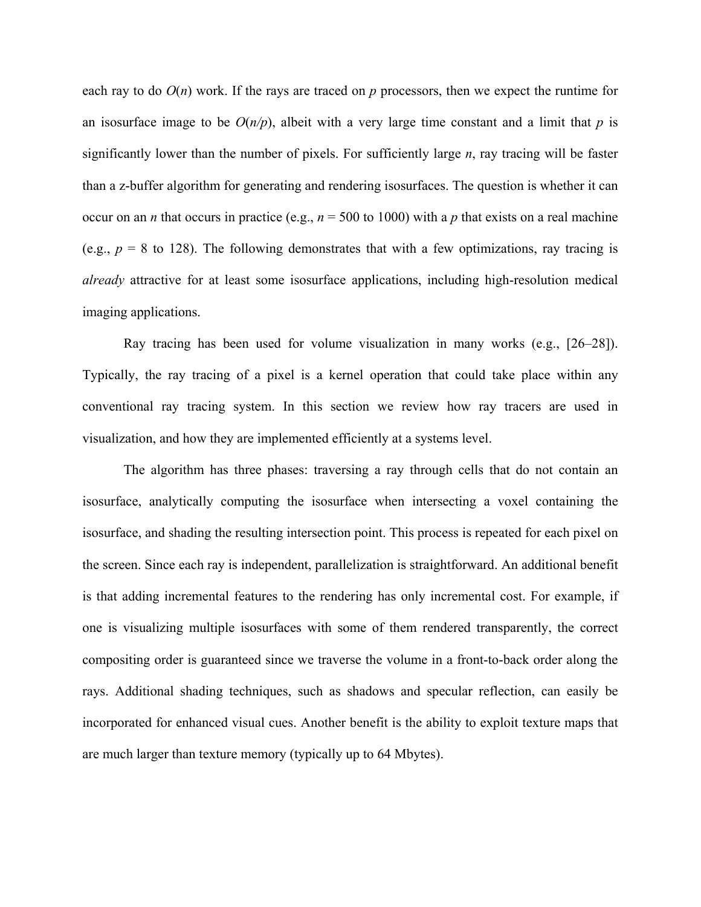each ray to do $O(n)$ work. If the rays are traced on $p$ processors, then we expect the runtime for an isosurface image to be $O(n/p)$, albeit with a very large time constant and a limit that $p$ is significantly lower than the number of pixels. For sufficiently large $n$, ray tracing will be faster than a z-buffer algorithm for generating and rendering isosurfaces. The question is whether it can occur on an $n$ that occurs in practice (e.g., $n = 500$ to 1000) with a $p$ that exists on a real machine (e.g., $p = 8$ to 128). The following demonstrates that with a few optimizations, ray tracing is *already* attractive for at least some isosurface applications, including high-resolution medical imaging applications.

Ray tracing has been used for volume visualization in many works (e.g., [26–28]). Typically, the ray tracing of a pixel is a kernel operation that could take place within any conventional ray tracing system. In this section we review how ray tracers are used in visualization, and how they are implemented efficiently at a systems level.

The algorithm has three phases: traversing a ray through cells that do not contain an isosurface, analytically computing the isosurface when intersecting a voxel containing the isosurface, and shading the resulting intersection point. This process is repeated for each pixel on the screen. Since each ray is independent, parallelization is straightforward. An additional benefit is that adding incremental features to the rendering has only incremental cost. For example, if one is visualizing multiple isosurfaces with some of them rendered transparently, the correct compositing order is guaranteed since we traverse the volume in a front-to-back order along the rays. Additional shading techniques, such as shadows and specular reflection, can easily be incorporated for enhanced visual cues. Another benefit is the ability to exploit texture maps that are much larger than texture memory (typically up to 64 Mbytes).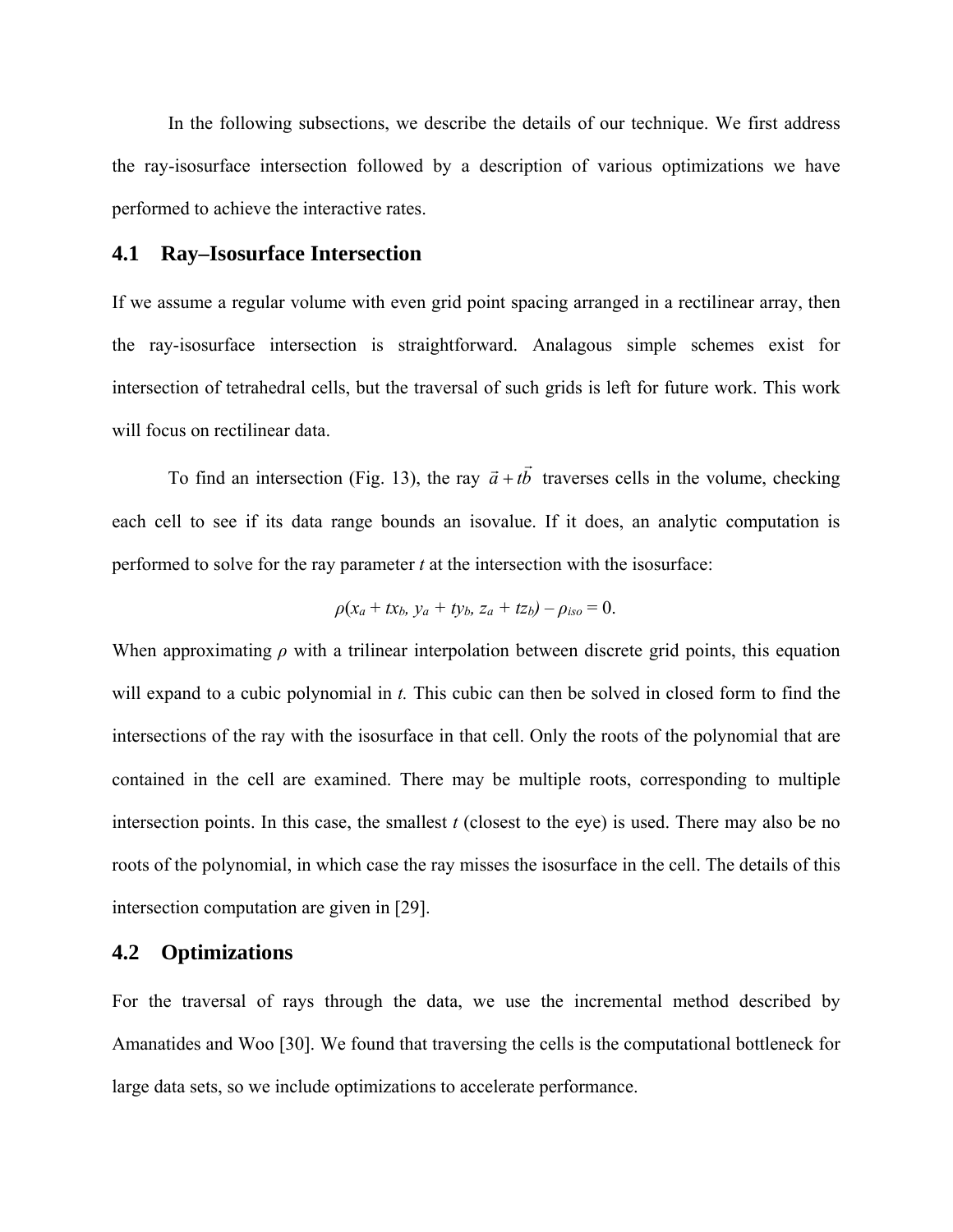In the following subsections, we describe the details of our technique. We first address the ray-isosurface intersection followed by a description of various optimizations we have performed to achieve the interactive rates.

## 4.1 Ray–Isosurface Intersection

If we assume a regular volume with even grid point spacing arranged in a rectilinear array, then the ray-isosurface intersection is straightforward. Analagous simple schemes exist for intersection of tetrahedral cells, but the traversal of such grids is left for future work. This work will focus on rectilinear data.

To find an intersection (Fig. 13), the ray $\vec{a} + t\vec{b}$ traverses cells in the volume, checking each cell to see if its data range bounds an isovalue. If it does, an analytic computation is performed to solve for the ray parameter *t* at the intersection with the isosurface:

$$\rho(x_a + tx_b, y_a + ty_b, z_a + tz_b) - \rho_{iso} = 0.$$

When approximating $\rho$ with a trilinear interpolation between discrete grid points, this equation will expand to a cubic polynomial in *t.* This cubic can then be solved in closed form to find the intersections of the ray with the isosurface in that cell. Only the roots of the polynomial that are contained in the cell are examined. There may be multiple roots, corresponding to multiple intersection points. In this case, the smallest *t* (closest to the eye) is used. There may also be no roots of the polynomial, in which case the ray misses the isosurface in the cell. The details of this intersection computation are given in [29].

## 4.2 Optimizations

For the traversal of rays through the data, we use the incremental method described by Amanatides and Woo [30]. We found that traversing the cells is the computational bottleneck for large data sets, so we include optimizations to accelerate performance.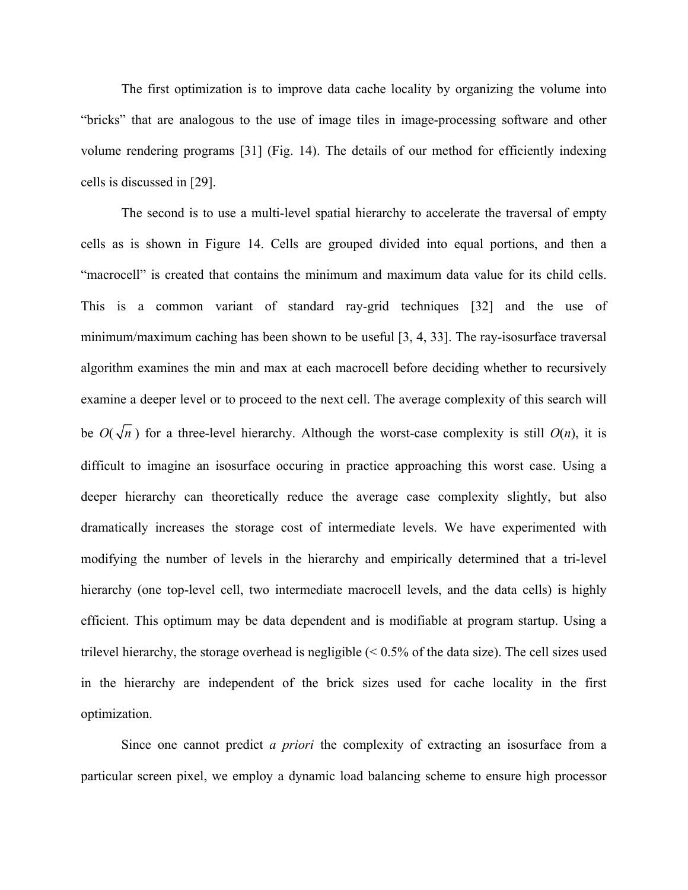The first optimization is to improve data cache locality by organizing the volume into "bricks" that are analogous to the use of image tiles in image-processing software and other volume rendering programs [31] (Fig. 14). The details of our method for efficiently indexing cells is discussed in [29].

The second is to use a multi-level spatial hierarchy to accelerate the traversal of empty cells as is shown in Figure 14. Cells are grouped divided into equal portions, and then a "macrocell" is created that contains the minimum and maximum data value for its child cells. This is a common variant of standard ray-grid techniques [32] and the use of minimum/maximum caching has been shown to be useful [3, 4, 33]. The ray-isosurface traversal algorithm examines the min and max at each macrocell before deciding whether to recursively examine a deeper level or to proceed to the next cell. The average complexity of this search will be $O(\sqrt{n})$ for a three-level hierarchy. Although the worst-case complexity is still $O(n)$, it is difficult to imagine an isosurface occuring in practice approaching this worst case. Using a deeper hierarchy can theoretically reduce the average case complexity slightly, but also dramatically increases the storage cost of intermediate levels. We have experimented with modifying the number of levels in the hierarchy and empirically determined that a tri-level hierarchy (one top-level cell, two intermediate macrocell levels, and the data cells) is highly efficient. This optimum may be data dependent and is modifiable at program startup. Using a trilevel hierarchy, the storage overhead is negligible (< 0.5% of the data size). The cell sizes used in the hierarchy are independent of the brick sizes used for cache locality in the first optimization.

Since one cannot predict *a priori* the complexity of extracting an isosurface from a particular screen pixel, we employ a dynamic load balancing scheme to ensure high processor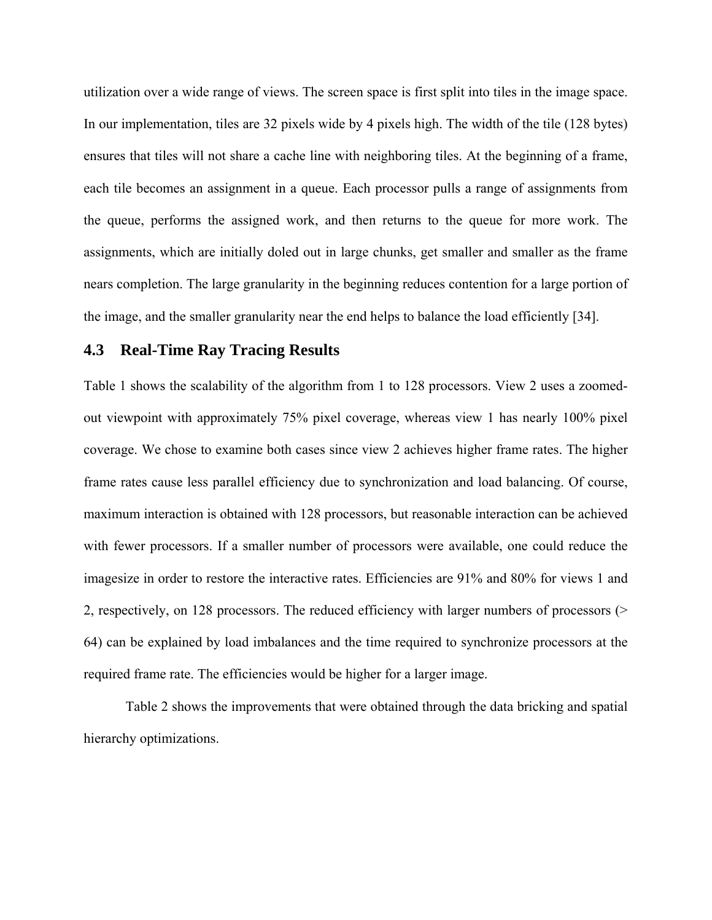utilization over a wide range of views. The screen space is first split into tiles in the image space. In our implementation, tiles are 32 pixels wide by 4 pixels high. The width of the tile (128 bytes) ensures that tiles will not share a cache line with neighboring tiles. At the beginning of a frame, each tile becomes an assignment in a queue. Each processor pulls a range of assignments from the queue, performs the assigned work, and then returns to the queue for more work. The assignments, which are initially doled out in large chunks, get smaller and smaller as the frame nears completion. The large granularity in the beginning reduces contention for a large portion of the image, and the smaller granularity near the end helps to balance the load efficiently [34].

## 4.3 Real-Time Ray Tracing Results

Table 1 shows the scalability of the algorithm from 1 to 128 processors. View 2 uses a zoomed-out viewpoint with approximately 75% pixel coverage, whereas view 1 has nearly 100% pixel coverage. We chose to examine both cases since view 2 achieves higher frame rates. The higher frame rates cause less parallel efficiency due to synchronization and load balancing. Of course, maximum interaction is obtained with 128 processors, but reasonable interaction can be achieved with fewer processors. If a smaller number of processors were available, one could reduce the imagesize in order to restore the interactive rates. Efficiencies are 91% and 80% for views 1 and 2, respectively, on 128 processors. The reduced efficiency with larger numbers of processors (> 64) can be explained by load imbalances and the time required to synchronize processors at the required frame rate. The efficiencies would be higher for a larger image.

Table 2 shows the improvements that were obtained through the data bricking and spatial hierarchy optimizations.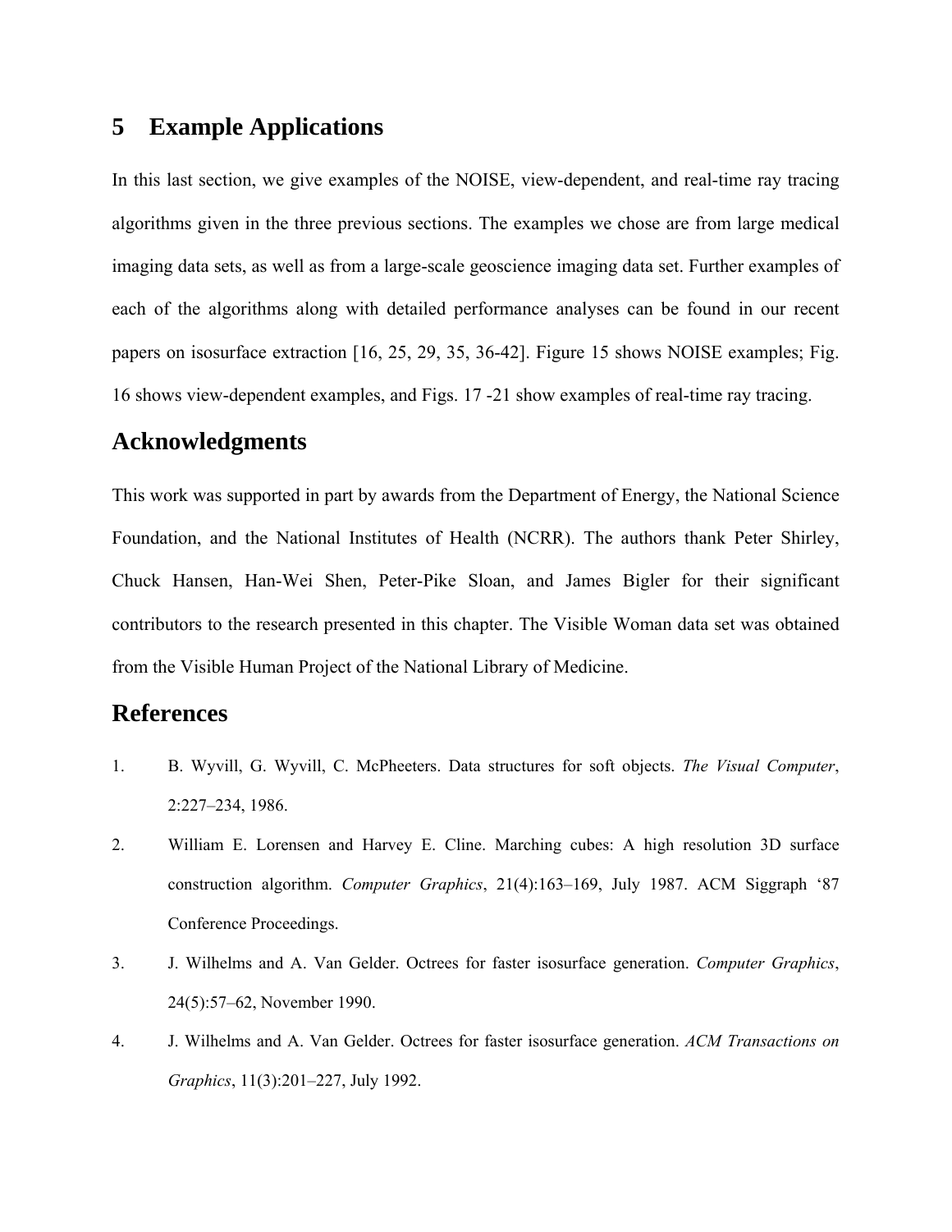## 5 Example Applications

In this last section, we give examples of the NOISE, view-dependent, and real-time ray tracing algorithms given in the three previous sections. The examples we chose are from large medical imaging data sets, as well as from a large-scale geoscience imaging data set. Further examples of each of the algorithms along with detailed performance analyses can be found in our recent papers on isosurface extraction [16, 25, 29, 35, 36-42]. Figure 15 shows NOISE examples; Fig. 16 shows view-dependent examples, and Figs. 17 -21 show examples of real-time ray tracing.

## Acknowledgments

This work was supported in part by awards from the Department of Energy, the National Science Foundation, and the National Institutes of Health (NCRR). The authors thank Peter Shirley, Chuck Hansen, Han-Wei Shen, Peter-Pike Sloan, and James Bigler for their significant contributors to the research presented in this chapter. The Visible Woman data set was obtained from the Visible Human Project of the National Library of Medicine.

## References

1. B. Wyvill, G. Wyvill, C. McPheeters. Data structures for soft objects. *The Visual Computer*, 2:227–234, 1986.
2. William E. Lorensen and Harvey E. Cline. Marching cubes: A high resolution 3D surface construction algorithm. *Computer Graphics*, 21(4):163–169, July 1987. ACM Siggraph '87 Conference Proceedings.
3. J. Wilhelms and A. Van Gelder. Octrees for faster isosurface generation. *Computer Graphics*, 24(5):57–62, November 1990.
4. J. Wilhelms and A. Van Gelder. Octrees for faster isosurface generation. *ACM Transactions on Graphics*, 11(3):201–227, July 1992.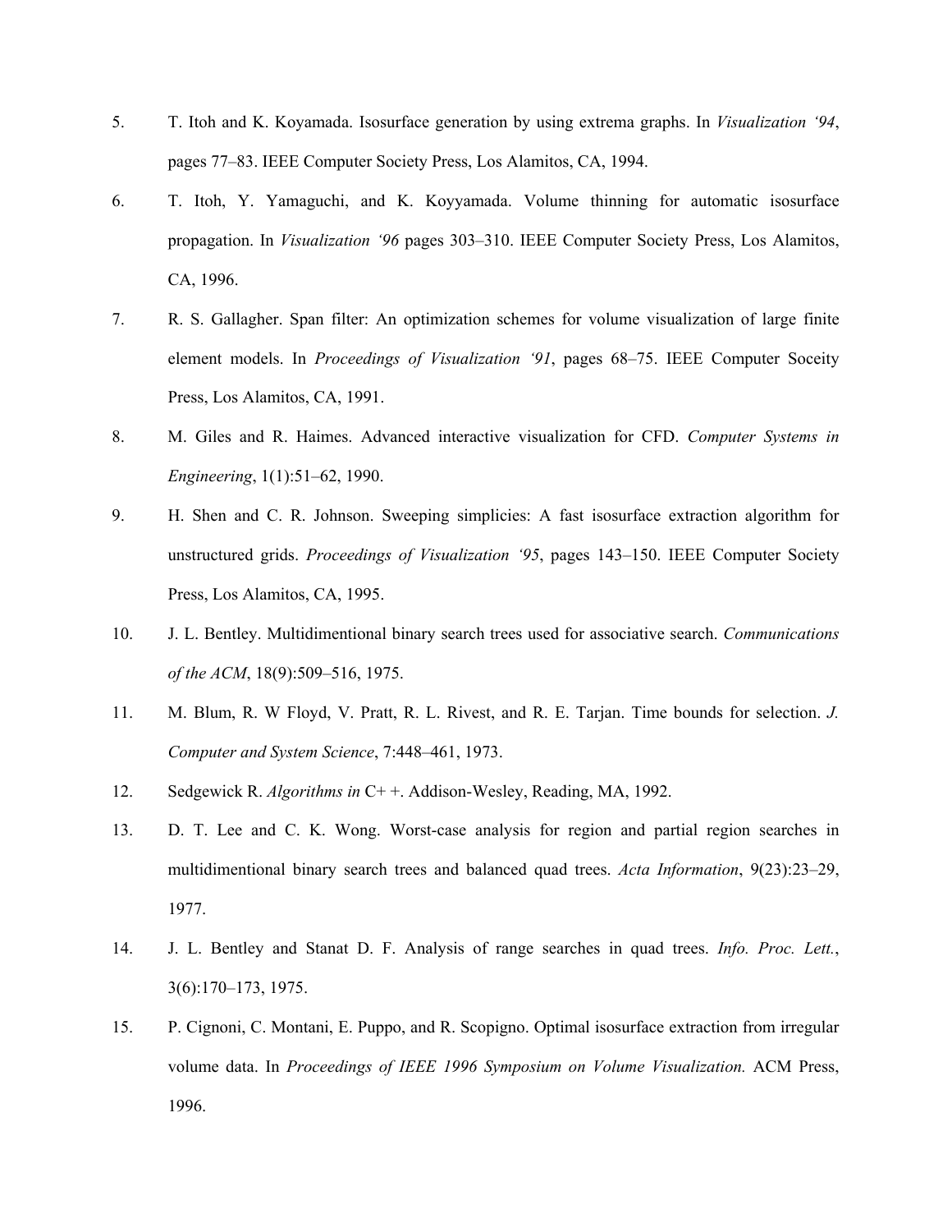5. T. Itoh and K. Koyamada. Isosurface generation by using extrema graphs. In *Visualization '94*, pages 77–83. IEEE Computer Society Press, Los Alamitos, CA, 1994.

6. T. Itoh, Y. Yamaguchi, and K. Koyyamada. Volume thinning for automatic isosurface propagation. In *Visualization '96* pages 303–310. IEEE Computer Society Press, Los Alamitos, CA, 1996.

7. R. S. Gallagher. Span filter: An optimization schemes for volume visualization of large finite element models. In *Proceedings of Visualization '91*, pages 68–75. IEEE Computer Soceity Press, Los Alamitos, CA, 1991.

8. M. Giles and R. Haimes. Advanced interactive visualization for CFD. *Computer Systems in Engineering*, 1(1):51–62, 1990.

9. H. Shen and C. R. Johnson. Sweeping simplicies: A fast isosurface extraction algorithm for unstructured grids. *Proceedings of Visualization '95*, pages 143–150. IEEE Computer Society Press, Los Alamitos, CA, 1995.

10. J. L. Bentley. Multidimentional binary search trees used for associative search. *Communications of the ACM*, 18(9):509–516, 1975.

11. M. Blum, R. W Floyd, V. Pratt, R. L. Rivest, and R. E. Tarjan. Time bounds for selection. *J. Computer and System Science*, 7:448–461, 1973.

12. Sedgewick R. *Algorithms in* C+ +. Addison-Wesley, Reading, MA, 1992.

13. D. T. Lee and C. K. Wong. Worst-case analysis for region and partial region searches in multidimentional binary search trees and balanced quad trees. *Acta Information*, 9(23):23–29, 1977.

14. J. L. Bentley and Stanat D. F. Analysis of range searches in quad trees. *Info. Proc. Lett.*, 3(6):170–173, 1975.

15. P. Cignoni, C. Montani, E. Puppo, and R. Scopigno. Optimal isosurface extraction from irregular volume data. In *Proceedings of IEEE 1996 Symposium on Volume Visualization.* ACM Press, 1996.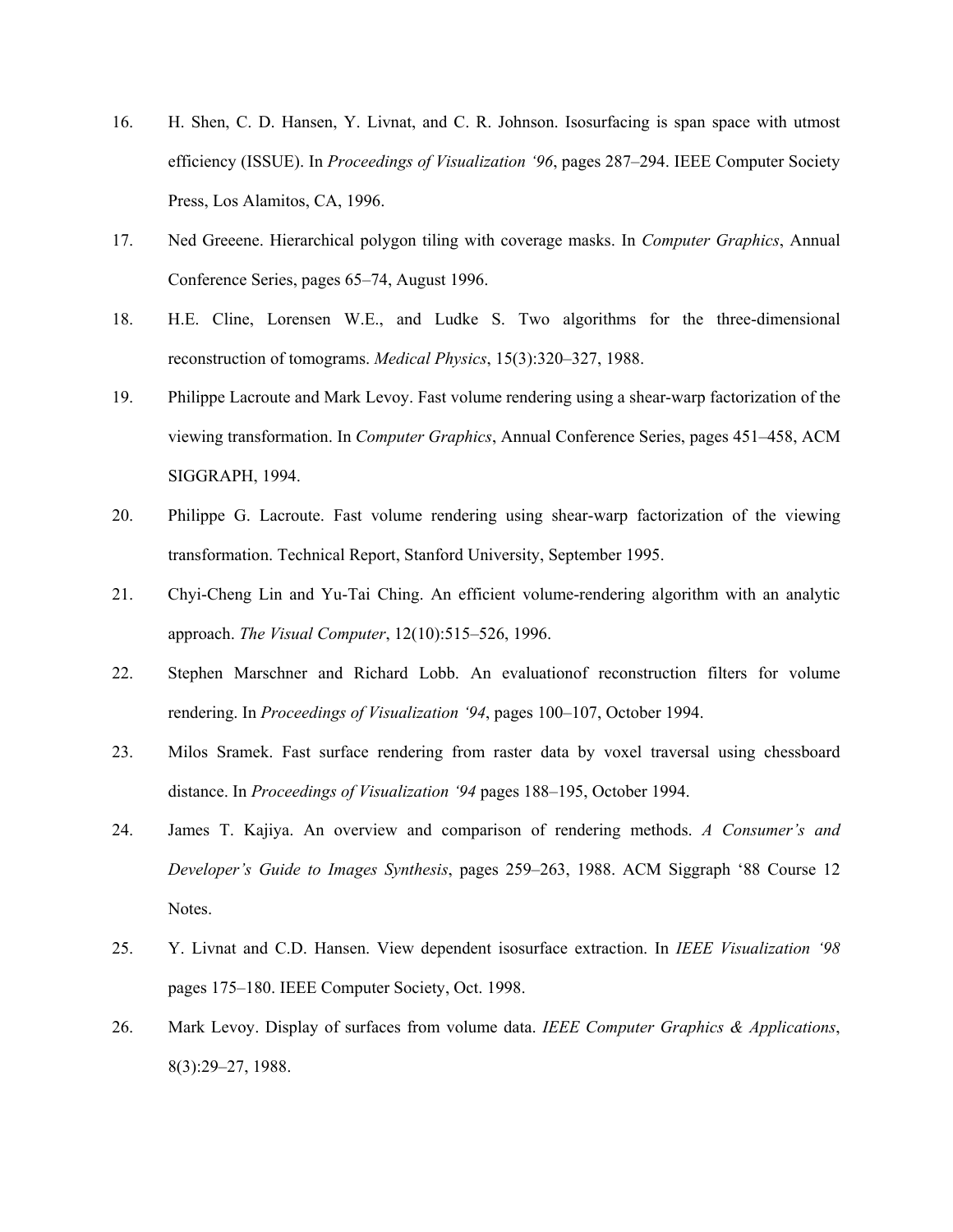16. H. Shen, C. D. Hansen, Y. Livnat, and C. R. Johnson. Isosurfacing is span space with utmost efficiency (ISSUE). In *Proceedings of Visualization '96*, pages 287–294. IEEE Computer Society Press, Los Alamitos, CA, 1996.

17. Ned Greeene. Hierarchical polygon tiling with coverage masks. In *Computer Graphics*, Annual Conference Series, pages 65–74, August 1996.

18. H.E. Cline, Lorensen W.E., and Ludke S. Two algorithms for the three-dimensional reconstruction of tomograms. *Medical Physics*, 15(3):320–327, 1988.

19. Philippe Lacroute and Mark Levoy. Fast volume rendering using a shear-warp factorization of the viewing transformation. In *Computer Graphics*, Annual Conference Series, pages 451–458, ACM SIGGRAPH, 1994.

20. Philippe G. Lacroute. Fast volume rendering using shear-warp factorization of the viewing transformation. Technical Report, Stanford University, September 1995.

21. Chyi-Cheng Lin and Yu-Tai Ching. An efficient volume-rendering algorithm with an analytic approach. *The Visual Computer*, 12(10):515–526, 1996.

22. Stephen Marschner and Richard Lobb. An evaluationof reconstruction filters for volume rendering. In *Proceedings of Visualization '94*, pages 100–107, October 1994.

23. Milos Sramek. Fast surface rendering from raster data by voxel traversal using chessboard distance. In *Proceedings of Visualization '94* pages 188–195, October 1994.

24. James T. Kajiya. An overview and comparison of rendering methods. *A Consumer's and Developer's Guide to Images Synthesis*, pages 259–263, 1988. ACM Siggraph '88 Course 12 Notes.

25. Y. Livnat and C.D. Hansen. View dependent isosurface extraction. In *IEEE Visualization '98* pages 175–180. IEEE Computer Society, Oct. 1998.

26. Mark Levoy. Display of surfaces from volume data. *IEEE Computer Graphics & Applications*, 8(3):29–27, 1988.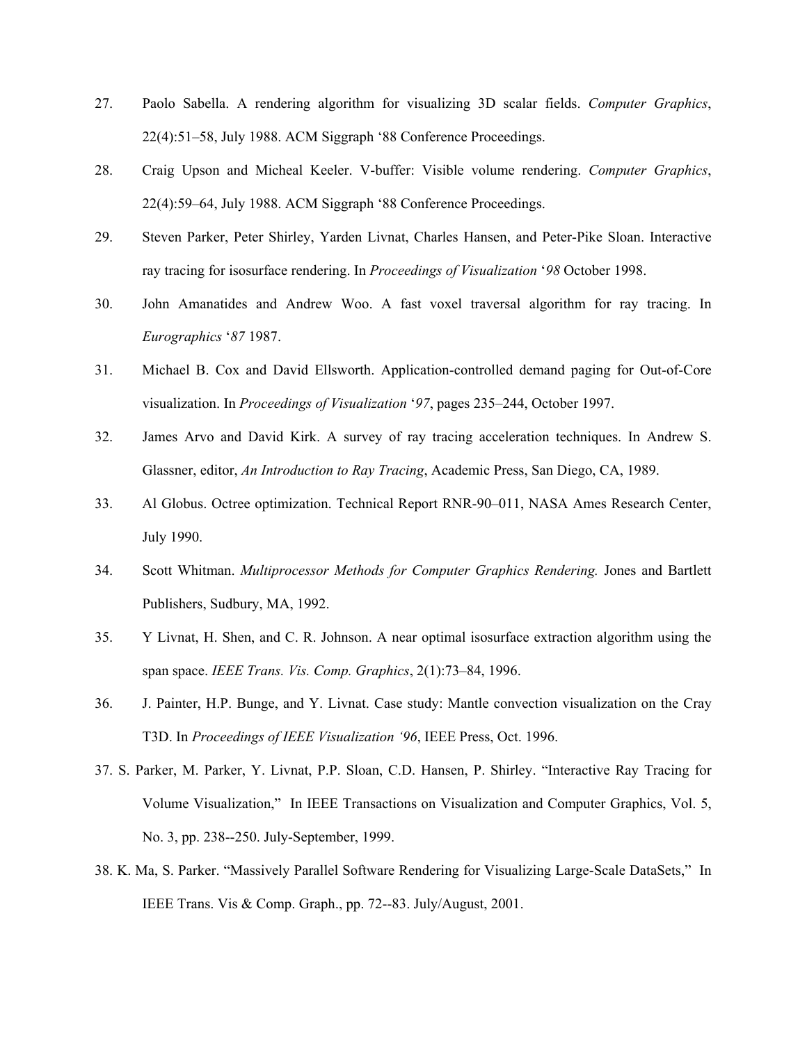27. Paolo Sabella. A rendering algorithm for visualizing 3D scalar fields. *Computer Graphics*, 22(4):51–58, July 1988. ACM Siggraph '88 Conference Proceedings.

28. Craig Upson and Micheal Keeler. V-buffer: Visible volume rendering. *Computer Graphics*, 22(4):59–64, July 1988. ACM Siggraph '88 Conference Proceedings.

29. Steven Parker, Peter Shirley, Yarden Livnat, Charles Hansen, and Peter-Pike Sloan. Interactive ray tracing for isosurface rendering. In *Proceedings of Visualization* '*98* October 1998.

30. John Amanatides and Andrew Woo. A fast voxel traversal algorithm for ray tracing. In *Eurographics* '*87* 1987.

31. Michael B. Cox and David Ellsworth. Application-controlled demand paging for Out-of-Core visualization. In *Proceedings of Visualization* '*97*, pages 235–244, October 1997.

32. James Arvo and David Kirk. A survey of ray tracing acceleration techniques. In Andrew S. Glassner, editor, *An Introduction to Ray Tracing*, Academic Press, San Diego, CA, 1989.

33. Al Globus. Octree optimization. Technical Report RNR-90–011, NASA Ames Research Center, July 1990.

34. Scott Whitman. *Multiprocessor Methods for Computer Graphics Rendering.* Jones and Bartlett Publishers, Sudbury, MA, 1992.

35. Y Livnat, H. Shen, and C. R. Johnson. A near optimal isosurface extraction algorithm using the span space. *IEEE Trans. Vis. Comp. Graphics*, 2(1):73–84, 1996.

36. J. Painter, H.P. Bunge, and Y. Livnat. Case study: Mantle convection visualization on the Cray T3D. In *Proceedings of IEEE Visualization '96*, IEEE Press, Oct. 1996.

37. S. Parker, M. Parker, Y. Livnat, P.P. Sloan, C.D. Hansen, P. Shirley. "Interactive Ray Tracing for Volume Visualization," In IEEE Transactions on Visualization and Computer Graphics, Vol. 5, No. 3, pp. 238--250. July-September, 1999.

38. K. Ma, S. Parker. "Massively Parallel Software Rendering for Visualizing Large-Scale DataSets," In IEEE Trans. Vis & Comp. Graph., pp. 72--83. July/August, 2001.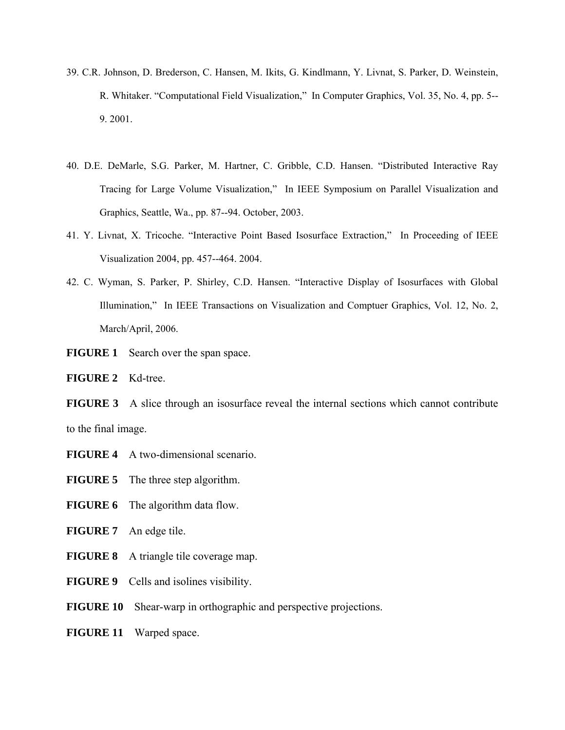39. C.R. Johnson, D. Brederson, C. Hansen, M. Ikits, G. Kindlmann, Y. Livnat, S. Parker, D. Weinstein, R. Whitaker. "Computational Field Visualization," In Computer Graphics, Vol. 35, No. 4, pp. 5--9. 2001.

40. D.E. DeMarle, S.G. Parker, M. Hartner, C. Gribble, C.D. Hansen. "Distributed Interactive Ray Tracing for Large Volume Visualization," In IEEE Symposium on Parallel Visualization and Graphics, Seattle, Wa., pp. 87--94. October, 2003.

41. Y. Livnat, X. Tricoche. "Interactive Point Based Isosurface Extraction," In Proceeding of IEEE Visualization 2004, pp. 457--464. 2004.

42. C. Wyman, S. Parker, P. Shirley, C.D. Hansen. "Interactive Display of Isosurfaces with Global Illumination," In IEEE Transactions on Visualization and Comptuer Graphics, Vol. 12, No. 2, March/April, 2006.

**FIGURE 1** Search over the span space.

**FIGURE 2** Kd-tree.

**FIGURE 3** A slice through an isosurface reveal the internal sections which cannot contribute to the final image.

**FIGURE 4** A two-dimensional scenario.

**FIGURE 5** The three step algorithm.

**FIGURE 6** The algorithm data flow.

**FIGURE 7** An edge tile.

**FIGURE 8** A triangle tile coverage map.

**FIGURE 9** Cells and isolines visibility.

**FIGURE 10** Shear-warp in orthographic and perspective projections.

**FIGURE 11** Warped space.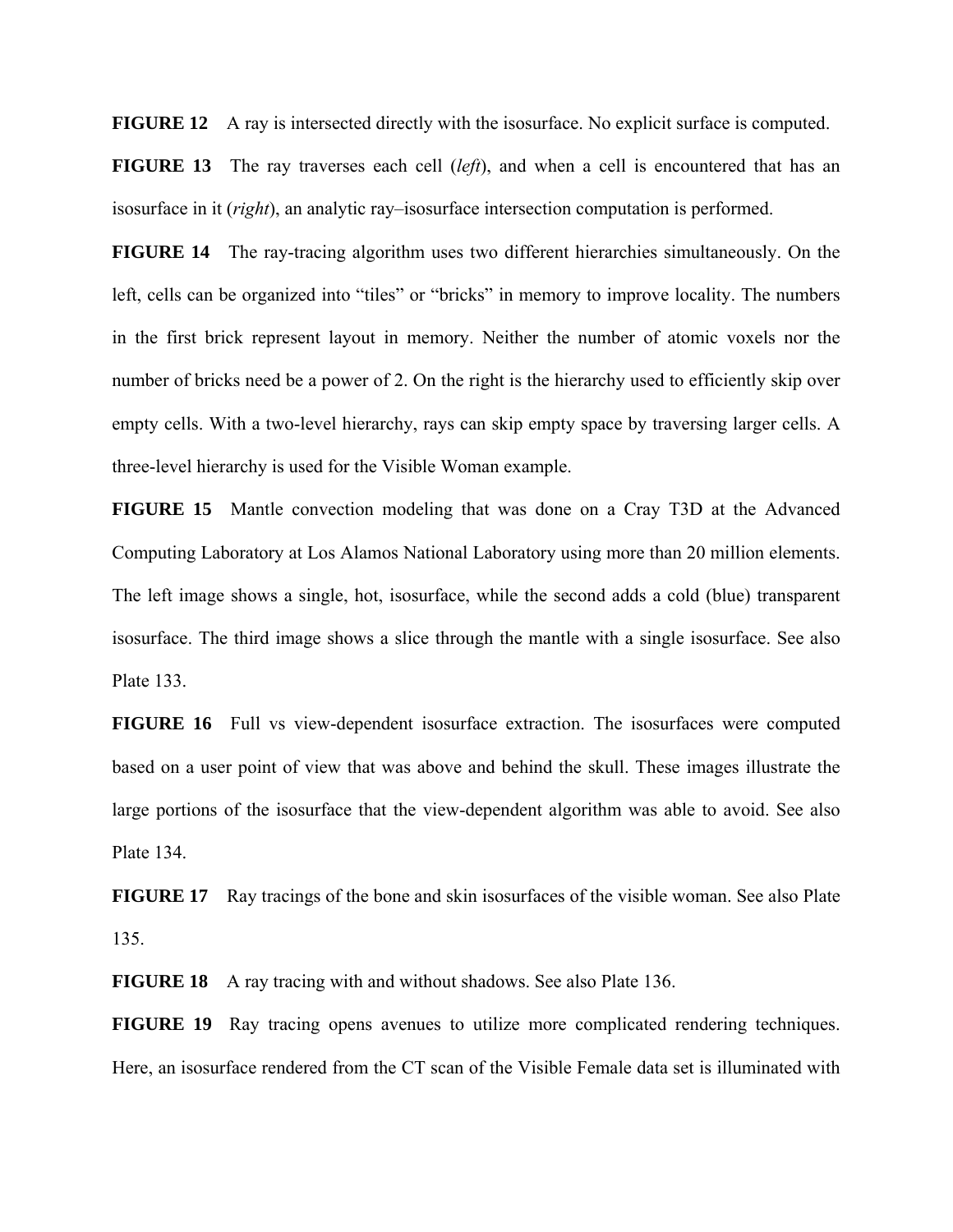**FIGURE 12** A ray is intersected directly with the isosurface. No explicit surface is computed.

**FIGURE 13** The ray traverses each cell (*left*), and when a cell is encountered that has an isosurface in it (*right*), an analytic ray–isosurface intersection computation is performed.

**FIGURE 14** The ray-tracing algorithm uses two different hierarchies simultaneously. On the left, cells can be organized into "tiles" or "bricks" in memory to improve locality. The numbers in the first brick represent layout in memory. Neither the number of atomic voxels nor the number of bricks need be a power of 2. On the right is the hierarchy used to efficiently skip over empty cells. With a two-level hierarchy, rays can skip empty space by traversing larger cells. A three-level hierarchy is used for the Visible Woman example.

**FIGURE 15** Mantle convection modeling that was done on a Cray T3D at the Advanced Computing Laboratory at Los Alamos National Laboratory using more than 20 million elements. The left image shows a single, hot, isosurface, while the second adds a cold (blue) transparent isosurface. The third image shows a slice through the mantle with a single isosurface. See also Plate 133.

**FIGURE 16** Full vs view-dependent isosurface extraction. The isosurfaces were computed based on a user point of view that was above and behind the skull. These images illustrate the large portions of the isosurface that the view-dependent algorithm was able to avoid. See also Plate 134.

**FIGURE 17** Ray tracings of the bone and skin isosurfaces of the visible woman. See also Plate 135.

**FIGURE 18** A ray tracing with and without shadows. See also Plate 136.

**FIGURE 19** Ray tracing opens avenues to utilize more complicated rendering techniques. Here, an isosurface rendered from the CT scan of the Visible Female data set is illuminated with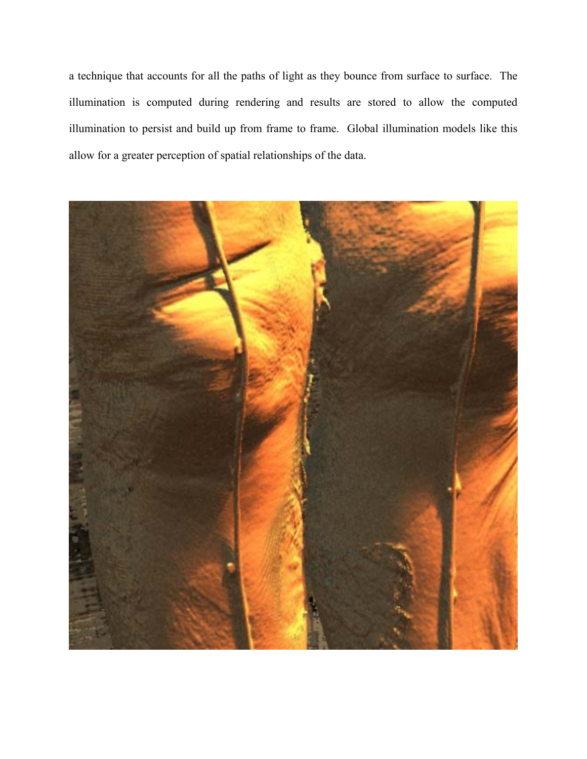a technique that accounts for all the paths of light as they bounce from surface to surface. The illumination is computed during rendering and results are stored to allow the computed illumination to persist and build up from frame to frame. Global illumination models like this allow for a greater perception of spatial relationships of the data.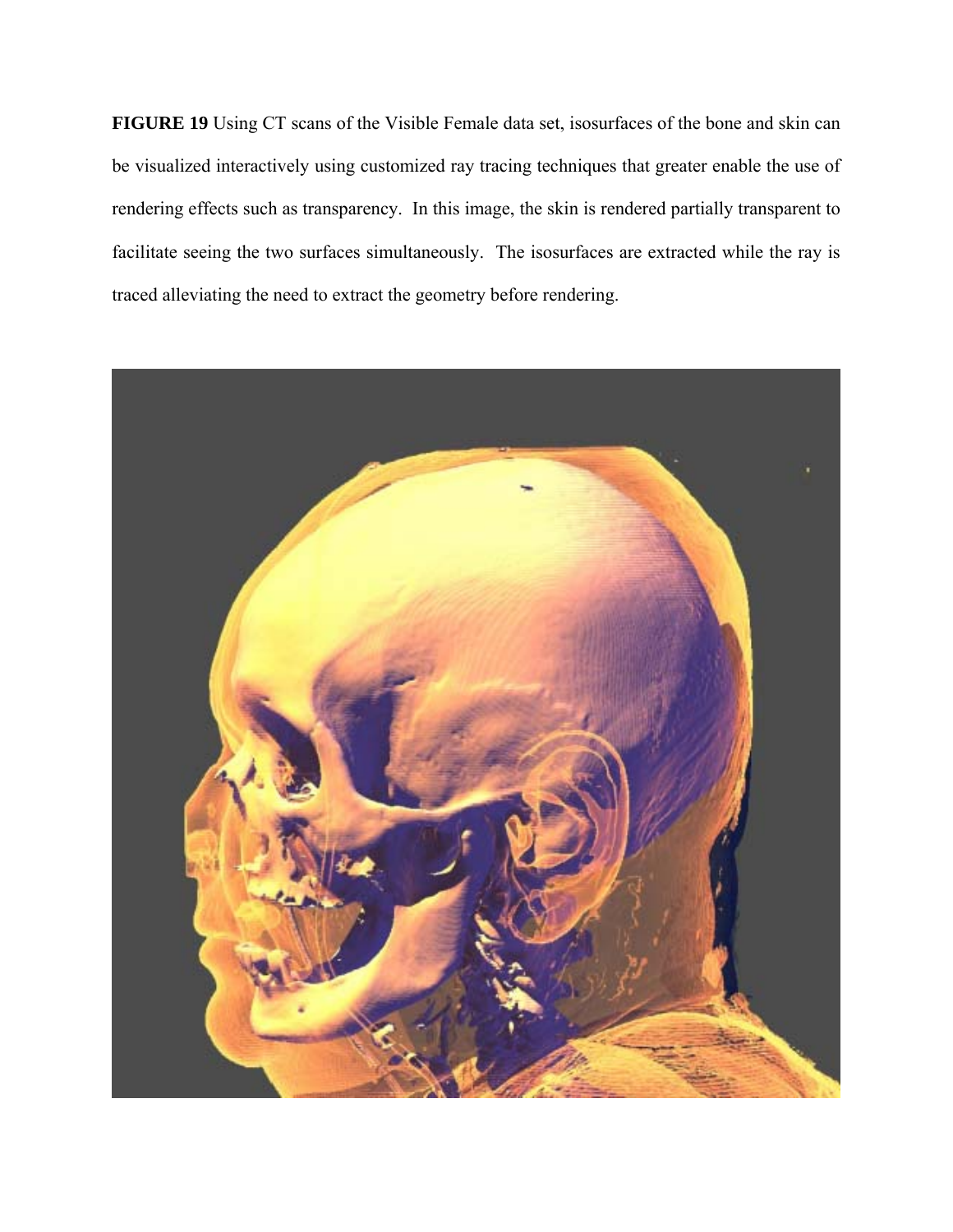**FIGURE 19** Using CT scans of the Visible Female data set, isosurfaces of the bone and skin can be visualized interactively using customized ray tracing techniques that greater enable the use of rendering effects such as transparency. In this image, the skin is rendered partially transparent to facilitate seeing the two surfaces simultaneously. The isosurfaces are extracted while the ray is traced alleviating the need to extract the geometry before rendering.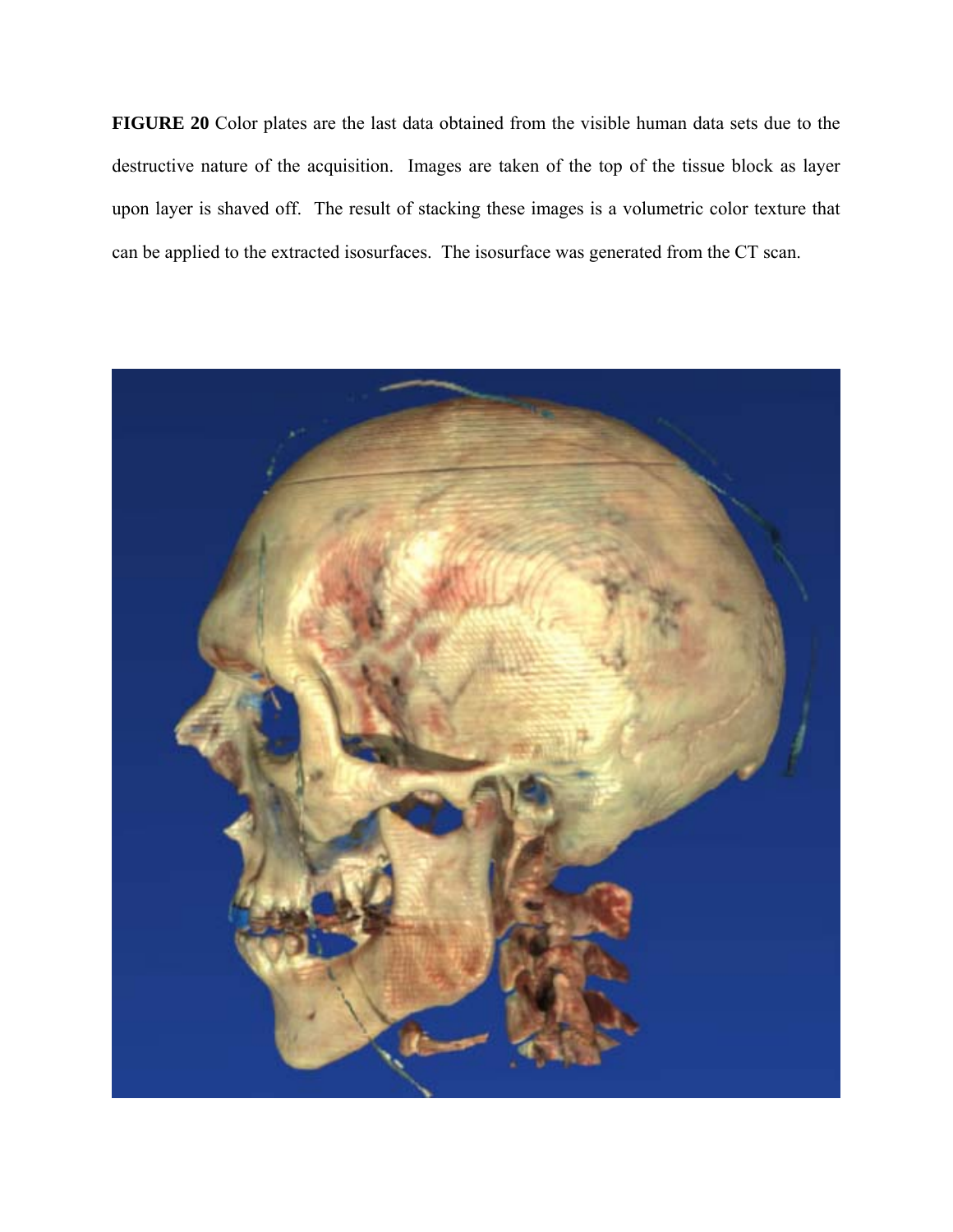**FIGURE 20** Color plates are the last data obtained from the visible human data sets due to the destructive nature of the acquisition. Images are taken of the top of the tissue block as layer upon layer is shaved off. The result of stacking these images is a volumetric color texture that can be applied to the extracted isosurfaces. The isosurface was generated from the CT scan.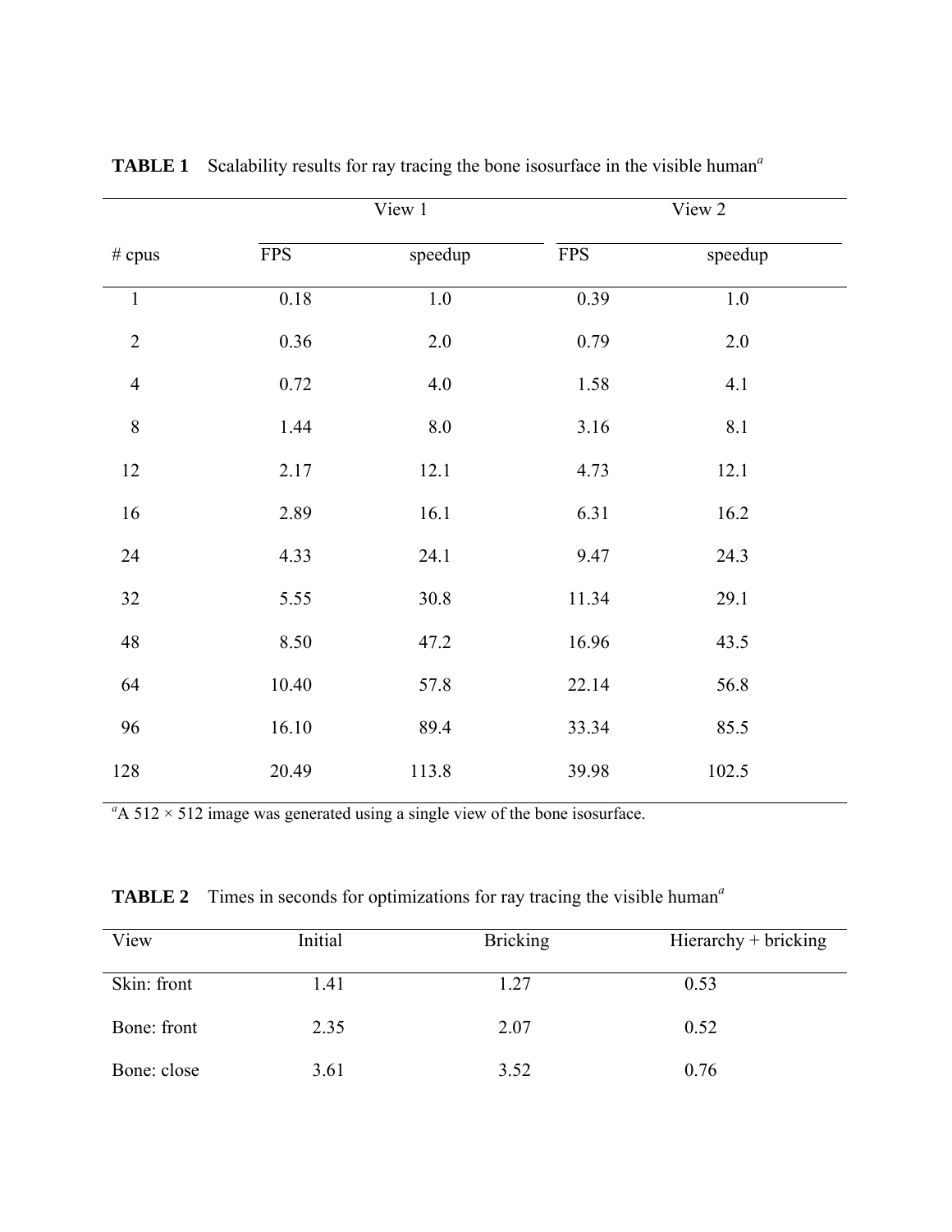**TABLE 1** Scalability results for ray tracing the bone isosurface in the visible human[a]

| # cpus | View 1 | | View 2 | |
|---|---|---|---|---|
| | FPS | speedup | FPS | speedup |
| 1 | 0.18 | 1.0 | 0.39 | 1.0 |
| 2 | 0.36 | 2.0 | 0.79 | 2.0 |
| 4 | 0.72 | 4.0 | 1.58 | 4.1 |
| 8 | 1.44 | 8.0 | 3.16 | 8.1 |
| 12 | 2.17 | 12.1 | 4.73 | 12.1 |
| 16 | 2.89 | 16.1 | 6.31 | 16.2 |
| 24 | 4.33 | 24.1 | 9.47 | 24.3 |
| 32 | 5.55 | 30.8 | 11.34 | 29.1 |
| 48 | 8.50 | 47.2 | 16.96 | 43.5 |
| 64 | 10.40 | 57.8 | 22.14 | 56.8 |
| 96 | 16.10 | 89.4 | 33.34 | 85.5 |
| 128 | 20.49 | 113.8 | 39.98 | 102.5 |

[a]A 512 × 512 image was generated using a single view of the bone isosurface.

**TABLE 2** Times in seconds for optimizations for ray tracing the visible human[a]

| View | Initial | Bricking | Hierarchy + bricking |
|---|---|---|---|
| Skin: front | 1.41 | 1.27 | 0.53 |
| Bone: front | 2.35 | 2.07 | 0.52 |
| Bone: close | 3.61 | 3.52 | 0.76 |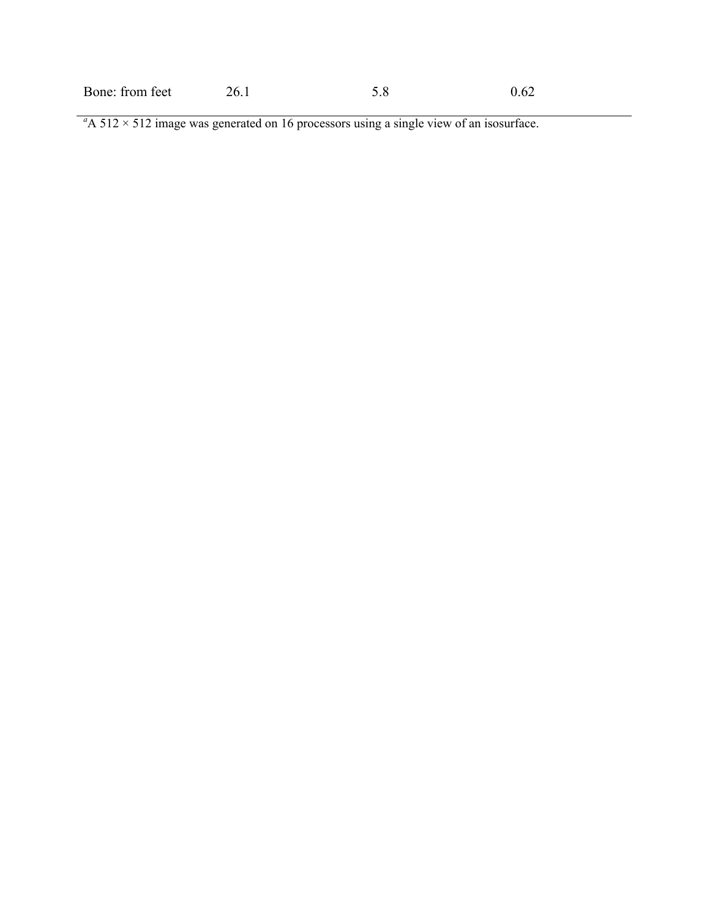| | | | |
|---|---|---|---|
| Bone: from feet | 26.1 | 5.8 | 0.62 |

[a]A 512 × 512 image was generated on 16 processors using a single view of an isosurface.